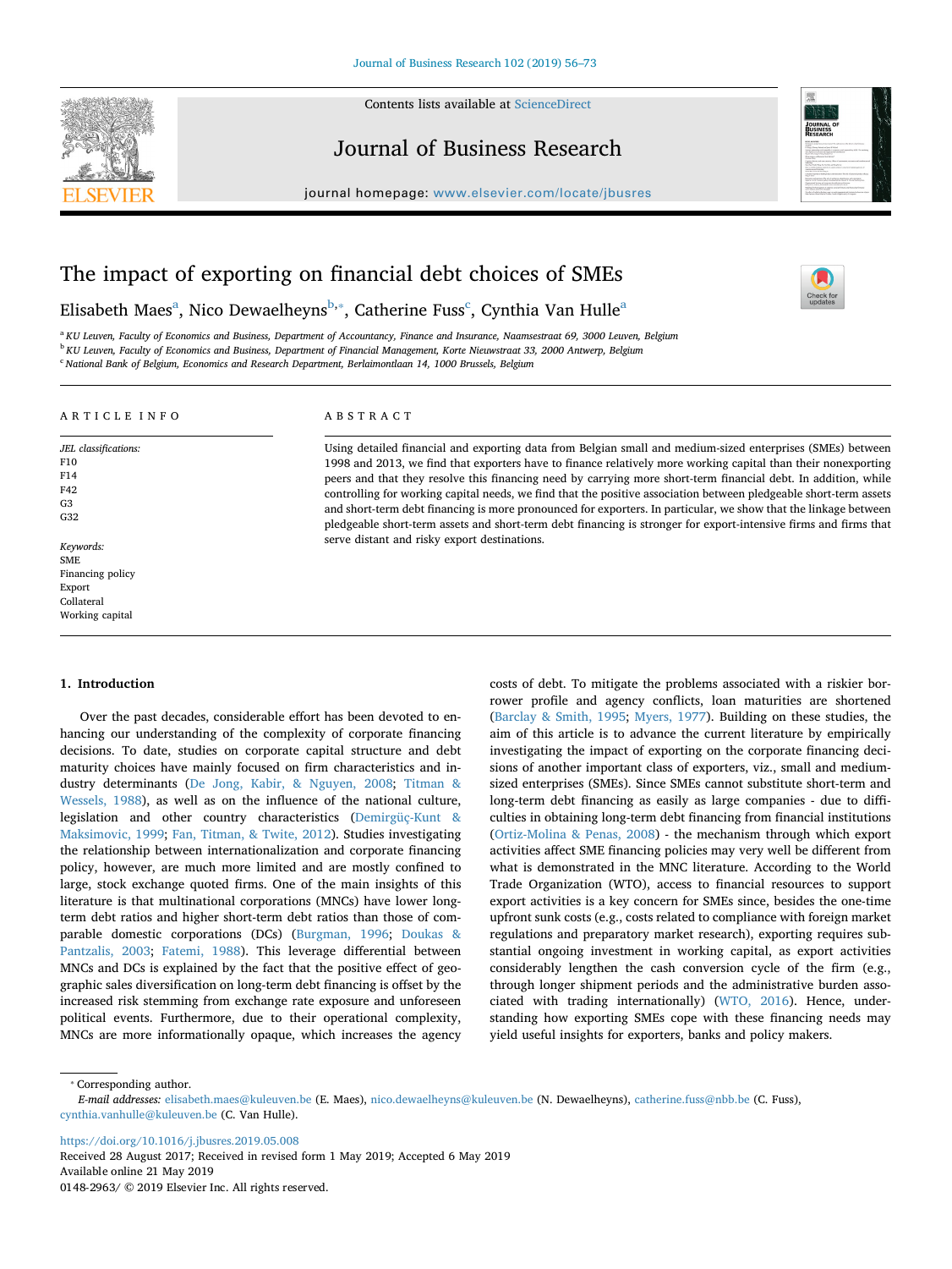# The impact of exporting on financial debt choices of SMEs

Elisabeth Maes[a], Nico Dewaelheyns[b,*], Catherine Fuss[c], Cynthia Van Hulle[a]

[a] KU Leuven, Faculty of Economics and Business, Department of Accountancy, Finance and Insurance, Naamsestraat 69, 3000 Leuven, Belgium
[b] KU Leuven, Faculty of Economics and Business, Department of Financial Management, Korte Nieuwstraat 33, 2000 Antwerp, Belgium
[c] National Bank of Belgium, Economics and Research Department, Berlaimontlaan 14, 1000 Brussels, Belgium

## ARTICLE INFO

*JEL classifications:*
F10
F14
F42
G3
G32

*Keywords:*
SME
Financing policy
Export
Collateral
Working capital

## ABSTRACT

Using detailed financial and exporting data from Belgian small and medium-sized enterprises (SMEs) between 1998 and 2013, we find that exporters have to finance relatively more working capital than their nonexporting peers and that they resolve this financing need by carrying more short-term financial debt. In addition, while controlling for working capital needs, we find that the positive association between pledgeable short-term assets and short-term debt financing is more pronounced for exporters. In particular, we show that the linkage between pledgeable short-term assets and short-term debt financing is stronger for export-intensive firms and firms that serve distant and risky export destinations.

## 1. Introduction

Over the past decades, considerable effort has been devoted to enhancing our understanding of the complexity of corporate financing decisions. To date, studies on corporate capital structure and debt maturity choices have mainly focused on firm characteristics and industry determinants (De Jong, Kabir, & Nguyen, 2008; Titman & Wessels, 1988), as well as on the influence of the national culture, legislation and other country characteristics (Demirgüç-Kunt & Maksimovic, 1999; Fan, Titman, & Twite, 2012). Studies investigating the relationship between internationalization and corporate financing policy, however, are much more limited and are mostly confined to large, stock exchange quoted firms. One of the main insights of this literature is that multinational corporations (MNCs) have lower long-term debt ratios and higher short-term debt ratios than those of comparable domestic corporations (DCs) (Burgman, 1996; Doukas & Pantzalis, 2003; Fatemi, 1988). This leverage differential between MNCs and DCs is explained by the fact that the positive effect of geographic sales diversification on long-term debt financing is offset by the increased risk stemming from exchange rate exposure and unforeseen political events. Furthermore, due to their operational complexity, MNCs are more informationally opaque, which increases the agency costs of debt. To mitigate the problems associated with a riskier borrower profile and agency conflicts, loan maturities are shortened (Barclay & Smith, 1995; Myers, 1977). Building on these studies, the aim of this article is to advance the current literature by empirically investigating the impact of exporting on the corporate financing decisions of another important class of exporters, viz., small and medium-sized enterprises (SMEs). Since SMEs cannot substitute short-term and long-term debt financing as easily as large companies - due to difficulties in obtaining long-term debt financing from financial institutions (Ortiz-Molina & Penas, 2008) - the mechanism through which export activities affect SME financing policies may very well be different from what is demonstrated in the MNC literature. According to the World Trade Organization (WTO), access to financial resources to support export activities is a key concern for SMEs since, besides the one-time upfront sunk costs (e.g., costs related to compliance with foreign market regulations and preparatory market research), exporting requires substantial ongoing investment in working capital, as export activities considerably lengthen the cash conversion cycle of the firm (e.g., through longer shipment periods and the administrative burden associated with trading internationally) (WTO, 2016). Hence, understanding how exporting SMEs cope with these financing needs may yield useful insights for exporters, banks and policy makers.

---

* Corresponding author.
*E-mail addresses:* elisabeth.maes@kuleuven.be (E. Maes), nico.dewaelheyns@kuleuven.be (N. Dewaelheyns), catherine.fuss@nbb.be (C. Fuss), cynthia.vanhulle@kuleuven.be (C. Van Hulle).

https://doi.org/10.1016/j.jbusres.2019.05.008
Received 28 August 2017; Received in revised form 1 May 2019; Accepted 6 May 2019
Available online 21 May 2019
0148-2963/ © 2019 Elsevier Inc. All rights reserved.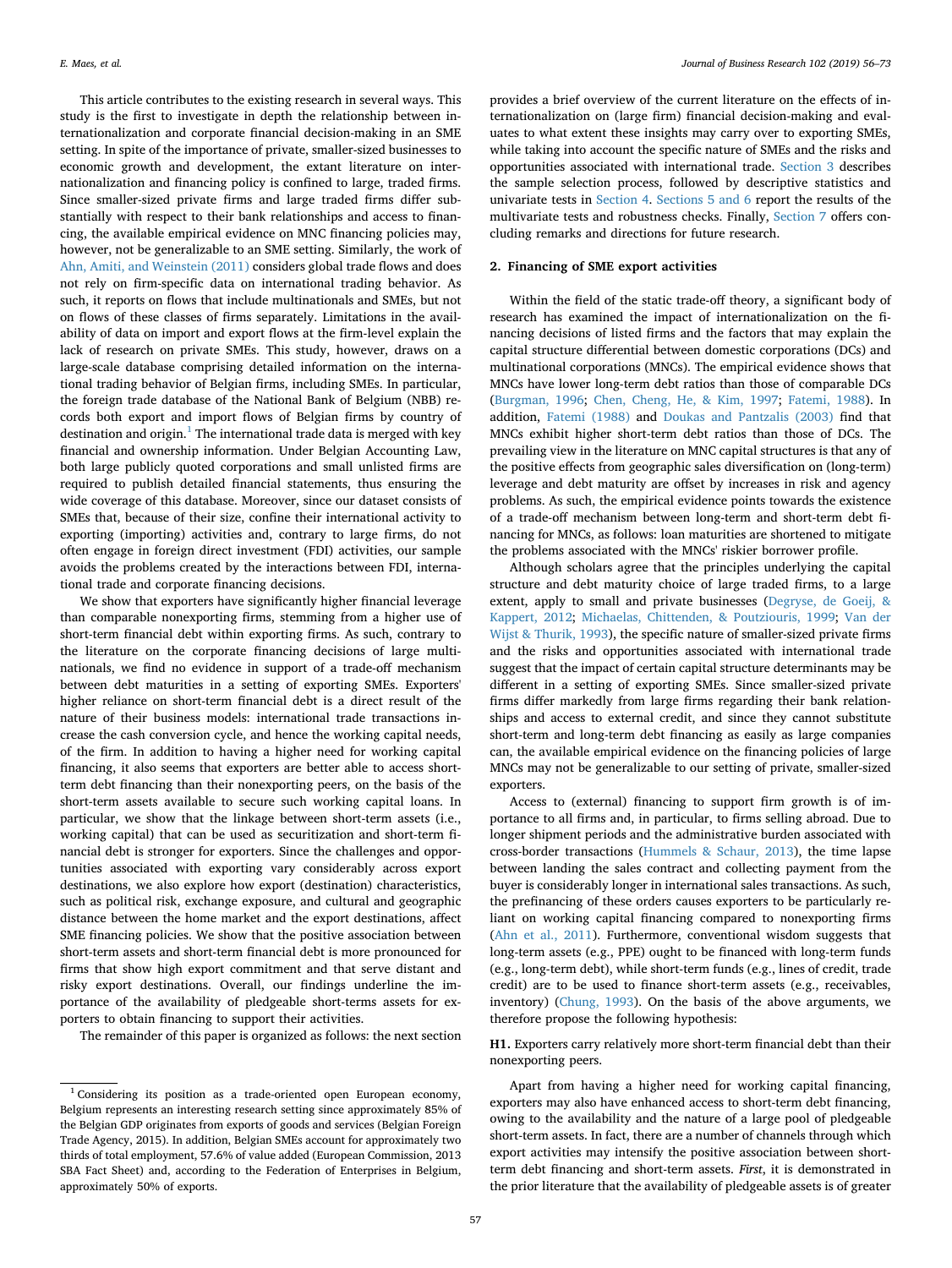This article contributes to the existing research in several ways. This study is the first to investigate in depth the relationship between internationalization and corporate financial decision-making in an SME setting. In spite of the importance of private, smaller-sized businesses to economic growth and development, the extant literature on internationalization and financing policy is confined to large, traded firms. Since smaller-sized private firms and large traded firms differ substantially with respect to their bank relationships and access to financing, the available empirical evidence on MNC financing policies may, however, not be generalizable to an SME setting. Similarly, the work of Ahn, Amiti, and Weinstein (2011) considers global trade flows and does not rely on firm-specific data on international trading behavior. As such, it reports on flows that include multinationals and SMEs, but not on flows of these classes of firms separately. Limitations in the availability of data on import and export flows at the firm-level explain the lack of research on private SMEs. This study, however, draws on a large-scale database comprising detailed information on the international trading behavior of Belgian firms, including SMEs. In particular, the foreign trade database of the National Bank of Belgium (NBB) records both export and import flows of Belgian firms by country of destination and origin.[1] The international trade data is merged with key financial and ownership information. Under Belgian Accounting Law, both large publicly quoted corporations and small unlisted firms are required to publish detailed financial statements, thus ensuring the wide coverage of this database. Moreover, since our dataset consists of SMEs that, because of their size, confine their international activity to exporting (importing) activities and, contrary to large firms, do not often engage in foreign direct investment (FDI) activities, our sample avoids the problems created by the interactions between FDI, international trade and corporate financing decisions.

We show that exporters have significantly higher financial leverage than comparable nonexporting firms, stemming from a higher use of short-term financial debt within exporting firms. As such, contrary to the literature on the corporate financing decisions of large multinationals, we find no evidence in support of a trade-off mechanism between debt maturities in a setting of exporting SMEs. Exporters' higher reliance on short-term financial debt is a direct result of the nature of their business models: international trade transactions increase the cash conversion cycle, and hence the working capital needs, of the firm. In addition to having a higher need for working capital financing, it also seems that exporters are better able to access short-term debt financing than their nonexporting peers, on the basis of the short-term assets available to secure such working capital loans. In particular, we show that the linkage between short-term assets (i.e., working capital) that can be used as securitization and short-term financial debt is stronger for exporters. Since the challenges and opportunities associated with exporting vary considerably across export destinations, we also explore how export (destination) characteristics, such as political risk, exchange exposure, and cultural and geographic distance between the home market and the export destinations, affect SME financing policies. We show that the positive association between short-term assets and short-term financial debt is more pronounced for firms that show high export commitment and that serve distant and risky export destinations. Overall, our findings underline the importance of the availability of pledgeable short-terms assets for exporters to obtain financing to support their activities.

The remainder of this paper is organized as follows: the next section provides a brief overview of the current literature on the effects of internationalization on (large firm) financial decision-making and evaluates to what extent these insights may carry over to exporting SMEs, while taking into account the specific nature of SMEs and the risks and opportunities associated with international trade. Section 3 describes the sample selection process, followed by descriptive statistics and univariate tests in Section 4. Sections 5 and 6 report the results of the multivariate tests and robustness checks. Finally, Section 7 offers concluding remarks and directions for future research.

## 2. Financing of SME export activities

Within the field of the static trade-off theory, a significant body of research has examined the impact of internationalization on the financing decisions of listed firms and the factors that may explain the capital structure differential between domestic corporations (DCs) and multinational corporations (MNCs). The empirical evidence shows that MNCs have lower long-term debt ratios than those of comparable DCs (Burgman, 1996; Chen, Cheng, He, & Kim, 1997; Fatemi, 1988). In addition, Fatemi (1988) and Doukas and Pantzalis (2003) find that MNCs exhibit higher short-term debt ratios than those of DCs. The prevailing view in the literature on MNC capital structures is that any of the positive effects from geographic sales diversification on (long-term) leverage and debt maturity are offset by increases in risk and agency problems. As such, the empirical evidence points towards the existence of a trade-off mechanism between long-term and short-term debt financing for MNCs, as follows: loan maturities are shortened to mitigate the problems associated with the MNCs' riskier borrower profile.

Although scholars agree that the principles underlying the capital structure and debt maturity choice of large traded firms, to a large extent, apply to small and private businesses (Degryse, de Goeij, & Kappert, 2012; Michaelas, Chittenden, & Poutziouris, 1999; Van der Wijst & Thurik, 1993), the specific nature of smaller-sized private firms and the risks and opportunities associated with international trade suggest that the impact of certain capital structure determinants may be different in a setting of exporting SMEs. Since smaller-sized private firms differ markedly from large firms regarding their bank relationships and access to external credit, and since they cannot substitute short-term and long-term debt financing as easily as large companies can, the available empirical evidence on the financing policies of large MNCs may not be generalizable to our setting of private, smaller-sized exporters.

Access to (external) financing to support firm growth is of importance to all firms and, in particular, to firms selling abroad. Due to longer shipment periods and the administrative burden associated with cross-border transactions (Hummels & Schaur, 2013), the time lapse between landing the sales contract and collecting payment from the buyer is considerably longer in international sales transactions. As such, the prefinancing of these orders causes exporters to be particularly reliant on working capital financing compared to nonexporting firms (Ahn et al., 2011). Furthermore, conventional wisdom suggests that long-term assets (e.g., PPE) ought to be financed with long-term funds (e.g., long-term debt), while short-term funds (e.g., lines of credit, trade credit) are to be used to finance short-term assets (e.g., receivables, inventory) (Chung, 1993). On the basis of the above arguments, we therefore propose the following hypothesis:

**H1.** Exporters carry relatively more short-term financial debt than their nonexporting peers.

Apart from having a higher need for working capital financing, exporters may also have enhanced access to short-term debt financing, owing to the availability and the nature of a large pool of pledgeable short-term assets. In fact, there are a number of channels through which export activities may intensify the positive association between short-term debt financing and short-term assets. *First*, it is demonstrated in the prior literature that the availability of pledgeable assets is of greater

[1] Considering its position as a trade-oriented open European economy, Belgium represents an interesting research setting since approximately 85% of the Belgian GDP originates from exports of goods and services (Belgian Foreign Trade Agency, 2015). In addition, Belgian SMEs account for approximately two thirds of total employment, 57.6% of value added (European Commission, 2013 SBA Fact Sheet) and, according to the Federation of Enterprises in Belgium, approximately 50% of exports.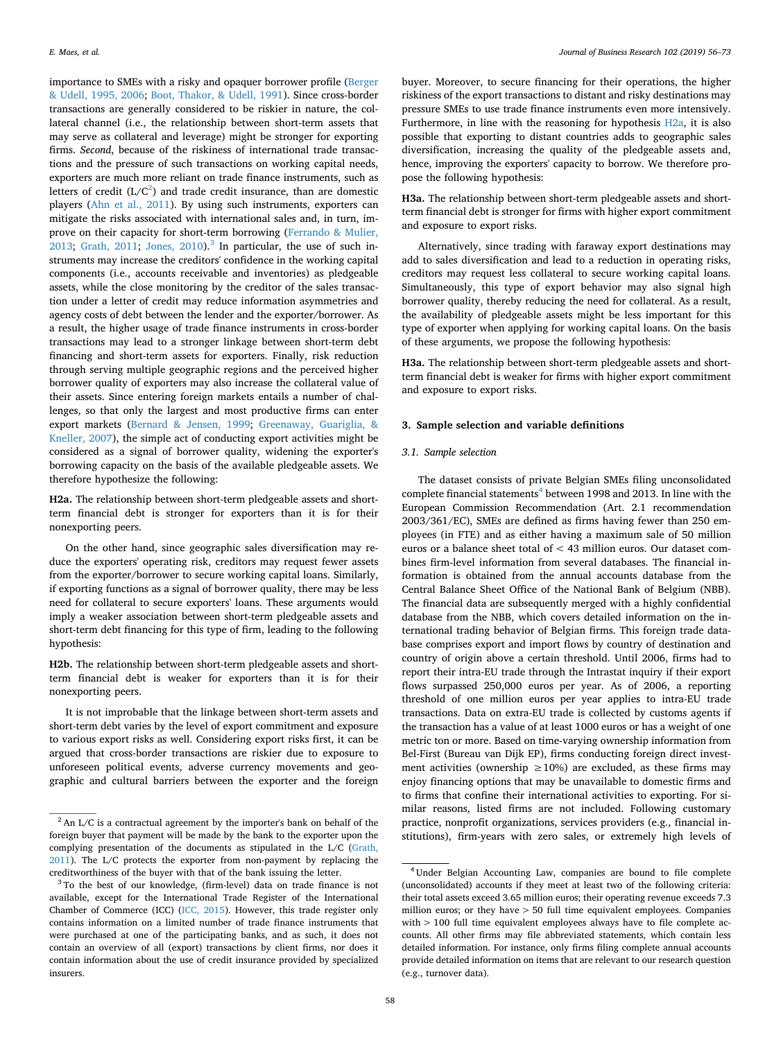importance to SMEs with a risky and opaquer borrower profile (Berger & Udell, 1995, 2006; Boot, Thakor, & Udell, 1991). Since cross-border transactions are generally considered to be riskier in nature, the collateral channel (i.e., the relationship between short-term assets that may serve as collateral and leverage) might be stronger for exporting firms. *Second*, because of the riskiness of international trade transactions and the pressure of such transactions on working capital needs, exporters are much more reliant on trade finance instruments, such as letters of credit (L/C[2]) and trade credit insurance, than are domestic players (Ahn et al., 2011). By using such instruments, exporters can mitigate the risks associated with international sales and, in turn, improve on their capacity for short-term borrowing (Ferrando & Mulier, 2013; Grath, 2011; Jones, 2010).[3] In particular, the use of such instruments may increase the creditors' confidence in the working capital components (i.e., accounts receivable and inventories) as pledgeable assets, while the close monitoring by the creditor of the sales transaction under a letter of credit may reduce information asymmetries and agency costs of debt between the lender and the exporter/borrower. As a result, the higher usage of trade finance instruments in cross-border transactions may lead to a stronger linkage between short-term debt financing and short-term assets for exporters. Finally, risk reduction through serving multiple geographic regions and the perceived higher borrower quality of exporters may also increase the collateral value of their assets. Since entering foreign markets entails a number of challenges, so that only the largest and most productive firms can enter export markets (Bernard & Jensen, 1999; Greenaway, Guariglia, & Kneller, 2007), the simple act of conducting export activities might be considered as a signal of borrower quality, widening the exporter's borrowing capacity on the basis of the available pledgeable assets. We therefore hypothesize the following:

**H2a.** The relationship between short-term pledgeable assets and short-term financial debt is stronger for exporters than it is for their nonexporting peers.

On the other hand, since geographic sales diversification may reduce the exporters' operating risk, creditors may request fewer assets from the exporter/borrower to secure working capital loans. Similarly, if exporting functions as a signal of borrower quality, there may be less need for collateral to secure exporters' loans. These arguments would imply a weaker association between short-term pledgeable assets and short-term debt financing for this type of firm, leading to the following hypothesis:

**H2b.** The relationship between short-term pledgeable assets and short-term financial debt is weaker for exporters than it is for their nonexporting peers.

It is not improbable that the linkage between short-term assets and short-term debt varies by the level of export commitment and exposure to various export risks as well. Considering export risks first, it can be argued that cross-border transactions are riskier due to exposure to unforeseen political events, adverse currency movements and geographic and cultural barriers between the exporter and the foreign buyer. Moreover, to secure financing for their operations, the higher riskiness of the export transactions to distant and risky destinations may pressure SMEs to use trade finance instruments even more intensively. Furthermore, in line with the reasoning for hypothesis H2a, it is also possible that exporting to distant countries adds to geographic sales diversification, increasing the quality of the pledgeable assets and, hence, improving the exporters' capacity to borrow. We therefore propose the following hypothesis:

**H3a.** The relationship between short-term pledgeable assets and short-term financial debt is stronger for firms with higher export commitment and exposure to export risks.

Alternatively, since trading with faraway export destinations may add to sales diversification and lead to a reduction in operating risks, creditors may request less collateral to secure working capital loans. Simultaneously, this type of export behavior may also signal high borrower quality, thereby reducing the need for collateral. As a result, the availability of pledgeable assets might be less important for this type of exporter when applying for working capital loans. On the basis of these arguments, we propose the following hypothesis:

**H3a.** The relationship between short-term pledgeable assets and short-term financial debt is weaker for firms with higher export commitment and exposure to export risks.

## 3. Sample selection and variable definitions

### 3.1. Sample selection

The dataset consists of private Belgian SMEs filing unconsolidated complete financial statements[4] between 1998 and 2013. In line with the European Commission Recommendation (Art. 2.1 recommendation 2003/361/EC), SMEs are defined as firms having fewer than 250 employees (in FTE) and as either having a maximum sale of 50 million euros or a balance sheet total of < 43 million euros. Our dataset combines firm-level information from several databases. The financial information is obtained from the annual accounts database from the Central Balance Sheet Office of the National Bank of Belgium (NBB). The financial data are subsequently merged with a highly confidential database from the NBB, which covers detailed information on the international trading behavior of Belgian firms. This foreign trade database comprises export and import flows by country of destination and country of origin above a certain threshold. Until 2006, firms had to report their intra-EU trade through the Intrastat inquiry if their export flows surpassed 250,000 euros per year. As of 2006, a reporting threshold of one million euros per year applies to intra-EU trade transactions. Data on extra-EU trade is collected by customs agents if the transaction has a value of at least 1000 euros or has a weight of one metric ton or more. Based on time-varying ownership information from Bel-First (Bureau van Dijk EP), firms conducting foreign direct investment activities (ownership ≥10%) are excluded, as these firms may enjoy financing options that may be unavailable to domestic firms and to firms that confine their international activities to exporting. For similar reasons, listed firms are not included. Following customary practice, nonprofit organizations, services providers (e.g., financial institutions), firm-years with zero sales, or extremely high levels of

[2] An L/C is a contractual agreement by the importer's bank on behalf of the foreign buyer that payment will be made by the bank to the exporter upon the complying presentation of the documents as stipulated in the L/C (Grath, 2011). The L/C protects the exporter from non-payment by replacing the creditworthiness of the buyer with that of the bank issuing the letter.

[3] To the best of our knowledge, (firm-level) data on trade finance is not available, except for the International Trade Register of the International Chamber of Commerce (ICC) (ICC, 2015). However, this trade register only contains information on a limited number of trade finance instruments that were purchased at one of the participating banks, and as such, it does not contain an overview of all (export) transactions by client firms, nor does it contain information about the use of credit insurance provided by specialized insurers.

[4] Under Belgian Accounting Law, companies are bound to file complete (unconsolidated) accounts if they meet at least two of the following criteria: their total assets exceed 3.65 million euros; their operating revenue exceeds 7.3 million euros; or they have > 50 full time equivalent employees. Companies with > 100 full time equivalent employees always have to file complete accounts. All other firms may file abbreviated statements, which contain less detailed information. For instance, only firms filing complete annual accounts provide detailed information on items that are relevant to our research question (e.g., turnover data).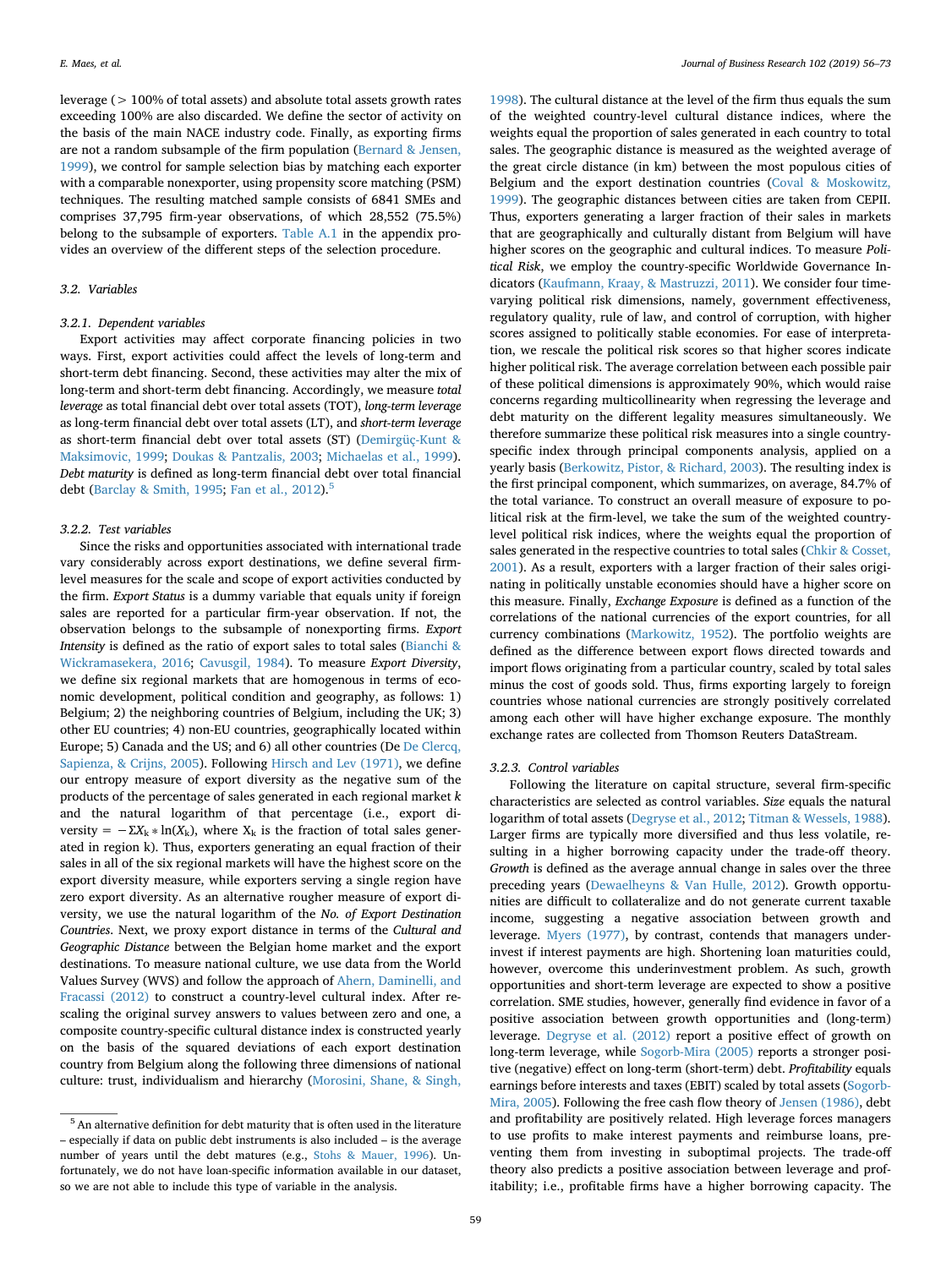leverage (> 100% of total assets) and absolute total assets growth rates exceeding 100% are also discarded. We define the sector of activity on the basis of the main NACE industry code. Finally, as exporting firms are not a random subsample of the firm population (Bernard & Jensen, 1999), we control for sample selection bias by matching each exporter with a comparable nonexporter, using propensity score matching (PSM) techniques. The resulting matched sample consists of 6841 SMEs and comprises 37,795 firm-year observations, of which 28,552 (75.5%) belong to the subsample of exporters. Table A.1 in the appendix provides an overview of the different steps of the selection procedure.

### 3.2. Variables

#### 3.2.1. Dependent variables

Export activities may affect corporate financing policies in two ways. First, export activities could affect the levels of long-term and short-term debt financing. Second, these activities may alter the mix of long-term and short-term debt financing. Accordingly, we measure *total leverage* as total financial debt over total assets (TOT), *long-term leverage* as long-term financial debt over total assets (LT), and *short-term leverage* as short-term financial debt over total assets (ST) (Demirgüç-Kunt & Maksimovic, 1999; Doukas & Pantzalis, 2003; Michaelas et al., 1999). *Debt maturity* is defined as long-term financial debt over total financial debt (Barclay & Smith, 1995; Fan et al., 2012).[5]

#### 3.2.2. Test variables

Since the risks and opportunities associated with international trade vary considerably across export destinations, we define several firm-level measures for the scale and scope of export activities conducted by the firm. *Export Status* is a dummy variable that equals unity if foreign sales are reported for a particular firm-year observation. If not, the observation belongs to the subsample of nonexporting firms. *Export Intensity* is defined as the ratio of export sales to total sales (Bianchi & Wickramasekera, 2016; Cavusgil, 1984). To measure *Export Diversity*, we define six regional markets that are homogenous in terms of economic development, political condition and geography, as follows: 1) Belgium; 2) the neighboring countries of Belgium, including the UK; 3) other EU countries; 4) non-EU countries, geographically located within Europe; 5) Canada and the US; and 6) all other countries (De De Clercq, Sapienza, & Crijns, 2005). Following Hirsch and Lev (1971), we define our entropy measure of export diversity as the negative sum of the products of the percentage of sales generated in each regional market k and the natural logarithm of that percentage (i.e., export diversity = $-\Sigma X_k * \ln(X_k)$, where $X_k$ is the fraction of total sales generated in region k). Thus, exporters generating an equal fraction of their sales in all of the six regional markets will have the highest score on the export diversity measure, while exporters serving a single region have zero export diversity. As an alternative rougher measure of export diversity, we use the natural logarithm of the *No. of Export Destination Countries*. Next, we proxy export distance in terms of the *Cultural and Geographic Distance* between the Belgian home market and the export destinations. To measure national culture, we use data from the World Values Survey (WVS) and follow the approach of Ahern, Daminelli, and Fracassi (2012) to construct a country-level cultural index. After rescaling the original survey answers to values between zero and one, a composite country-specific cultural distance index is constructed yearly on the basis of the squared deviations of each export destination country from Belgium along the following three dimensions of national culture: trust, individualism and hierarchy (Morosini, Shane, & Singh, 1998). The cultural distance at the level of the firm thus equals the sum of the weighted country-level cultural distance indices, where the weights equal the proportion of sales generated in each country to total sales. The geographic distance is measured as the weighted average of the great circle distance (in km) between the most populous cities of Belgium and the export destination countries (Coval & Moskowitz, 1999). The geographic distances between cities are taken from CEPII. Thus, exporters generating a larger fraction of their sales in markets that are geographically and culturally distant from Belgium will have higher scores on the geographic and cultural indices. To measure *Political Risk*, we employ the country-specific Worldwide Governance Indicators (Kaufmann, Kraay, & Mastruzzi, 2011). We consider four time-varying political risk dimensions, namely, government effectiveness, regulatory quality, rule of law, and control of corruption, with higher scores assigned to politically stable economies. For ease of interpretation, we rescale the political risk scores so that higher scores indicate higher political risk. The average correlation between each possible pair of these political dimensions is approximately 90%, which would raise concerns regarding multicollinearity when regressing the leverage and debt maturity on the different legality measures simultaneously. We therefore summarize these political risk measures into a single country-specific index through principal components analysis, applied on a yearly basis (Berkowitz, Pistor, & Richard, 2003). The resulting index is the first principal component, which summarizes, on average, 84.7% of the total variance. To construct an overall measure of exposure to political risk at the firm-level, we take the sum of the weighted country-level political risk indices, where the weights equal the proportion of sales generated in the respective countries to total sales (Chkir & Cosset, 2001). As a result, exporters with a larger fraction of their sales originating in politically unstable economies should have a higher score on this measure. Finally, *Exchange Exposure* is defined as a function of the correlations of the national currencies of the export countries, for all currency combinations (Markowitz, 1952). The portfolio weights are defined as the difference between export flows directed towards and import flows originating from a particular country, scaled by total sales minus the cost of goods sold. Thus, firms exporting largely to foreign countries whose national currencies are strongly positively correlated among each other will have higher exchange exposure. The monthly exchange rates are collected from Thomson Reuters DataStream.

#### 3.2.3. Control variables

Following the literature on capital structure, several firm-specific characteristics are selected as control variables. *Size* equals the natural logarithm of total assets (Degryse et al., 2012; Titman & Wessels, 1988). Larger firms are typically more diversified and thus less volatile, resulting in a higher borrowing capacity under the trade-off theory. *Growth* is defined as the average annual change in sales over the three preceding years (Dewaelheyns & Van Hulle, 2012). Growth opportunities are difficult to collateralize and do not generate current taxable income, suggesting a negative association between growth and leverage. Myers (1977), by contrast, contends that managers underinvest if interest payments are high. Shortening loan maturities could, however, overcome this underinvestment problem. As such, growth opportunities and short-term leverage are expected to show a positive correlation. SME studies, however, generally find evidence in favor of a positive association between growth opportunities and (long-term) leverage. Degryse et al. (2012) report a positive effect of growth on long-term leverage, while Sogorb-Mira (2005) reports a stronger positive (negative) effect on long-term (short-term) debt. *Profitability* equals earnings before interests and taxes (EBIT) scaled by total assets (Sogorb-Mira, 2005). Following the free cash flow theory of Jensen (1986), debt and profitability are positively related. High leverage forces managers to use profits to make interest payments and reimburse loans, preventing them from investing in suboptimal projects. The trade-off theory also predicts a positive association between leverage and profitability; i.e., profitable firms have a higher borrowing capacity. The

[5] An alternative definition for debt maturity that is often used in the literature – especially if data on public debt instruments is also included – is the average number of years until the debt matures (e.g., Stohs & Mauer, 1996). Unfortunately, we do not have loan-specific information available in our dataset, so we are not able to include this type of variable in the analysis.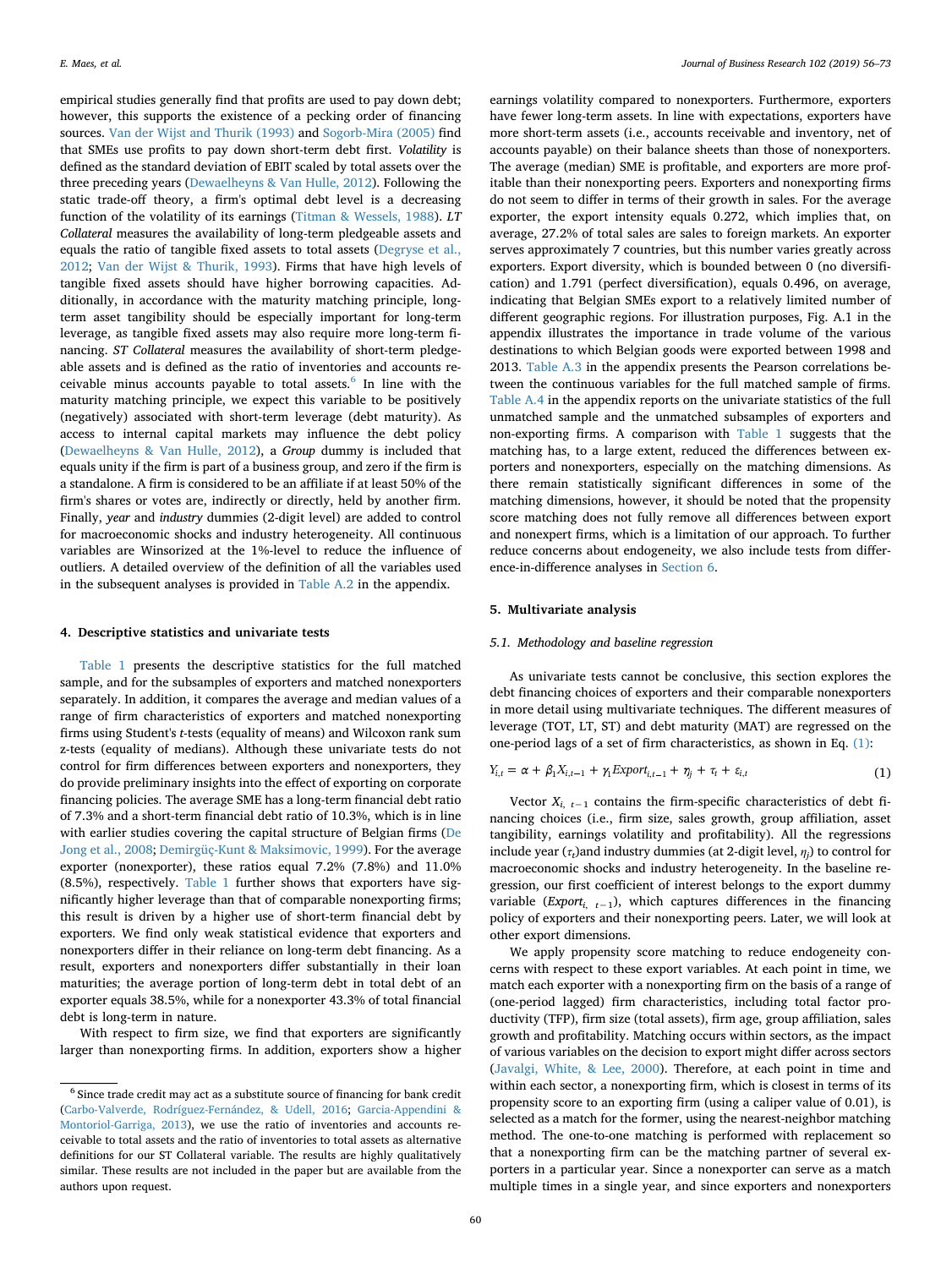empirical studies generally find that profits are used to pay down debt; however, this supports the existence of a pecking order of financing sources. Van der Wijst and Thurik (1993) and Sogorb-Mira (2005) find that SMEs use profits to pay down short-term debt first. *Volatility* is defined as the standard deviation of EBIT scaled by total assets over the three preceding years (Dewaelheyns & Van Hulle, 2012). Following the static trade-off theory, a firm's optimal debt level is a decreasing function of the volatility of its earnings (Titman & Wessels, 1988). *LT Collateral* measures the availability of long-term pledgeable assets and equals the ratio of tangible fixed assets to total assets (Degryse et al., 2012; Van der Wijst & Thurik, 1993). Firms that have high levels of tangible fixed assets should have higher borrowing capacities. Additionally, in accordance with the maturity matching principle, long-term asset tangibility should be especially important for long-term leverage, as tangible fixed assets may also require more long-term financing. *ST Collateral* measures the availability of short-term pledgeable assets and is defined as the ratio of inventories and accounts receivable minus accounts payable to total assets.[6] In line with the maturity matching principle, we expect this variable to be positively (negatively) associated with short-term leverage (debt maturity). As access to internal capital markets may influence the debt policy (Dewaelheyns & Van Hulle, 2012), a *Group* dummy is included that equals unity if the firm is part of a business group, and zero if the firm is a standalone. A firm is considered to be an affiliate if at least 50% of the firm's shares or votes are, indirectly or directly, held by another firm. Finally, *year* and *industry* dummies (2-digit level) are added to control for macroeconomic shocks and industry heterogeneity. All continuous variables are Winsorized at the 1%-level to reduce the influence of outliers. A detailed overview of the definition of all the variables used in the subsequent analyses is provided in Table A.2 in the appendix.

## 4. Descriptive statistics and univariate tests

Table 1 presents the descriptive statistics for the full matched sample, and for the subsamples of exporters and matched nonexporters separately. In addition, it compares the average and median values of a range of firm characteristics of exporters and matched nonexporting firms using Student's *t*-tests (equality of means) and Wilcoxon rank sum z-tests (equality of medians). Although these univariate tests do not control for firm differences between exporters and nonexporters, they do provide preliminary insights into the effect of exporting on corporate financing policies. The average SME has a long-term financial debt ratio of 7.3% and a short-term financial debt ratio of 10.3%, which is in line with earlier studies covering the capital structure of Belgian firms (De Jong et al., 2008; Demirgüç-Kunt & Maksimovic, 1999). For the average exporter (nonexporter), these ratios equal 7.2% (7.8%) and 11.0% (8.5%), respectively. Table 1 further shows that exporters have significantly higher leverage than that of comparable nonexporting firms; this result is driven by a higher use of short-term financial debt by exporters. We find only weak statistical evidence that exporters and nonexporters differ in their reliance on long-term debt financing. As a result, exporters and nonexporters differ substantially in their loan maturities; the average portion of long-term debt in total debt of an exporter equals 38.5%, while for a nonexporter 43.3% of total financial debt is long-term in nature.

With respect to firm size, we find that exporters are significantly larger than nonexporting firms. In addition, exporters show a higher earnings volatility compared to nonexporters. Furthermore, exporters have fewer long-term assets. In line with expectations, exporters have more short-term assets (i.e., accounts receivable and inventory, net of accounts payable) on their balance sheets than those of nonexporters. The average (median) SME is profitable, and exporters are more profitable than their nonexporting peers. Exporters and nonexporting firms do not seem to differ in terms of their growth in sales. For the average exporter, the export intensity equals 0.272, which implies that, on average, 27.2% of total sales are sales to foreign markets. An exporter serves approximately 7 countries, but this number varies greatly across exporters. Export diversity, which is bounded between 0 (no diversification) and 1.791 (perfect diversification), equals 0.496, on average, indicating that Belgian SMEs export to a relatively limited number of different geographic regions. For illustration purposes, Fig. A.1 in the appendix illustrates the importance in trade volume of the various destinations to which Belgian goods were exported between 1998 and 2013. Table A.3 in the appendix presents the Pearson correlations between the continuous variables for the full matched sample of firms. Table A.4 in the appendix reports on the univariate statistics of the full unmatched sample and the unmatched subsamples of exporters and non-exporting firms. A comparison with Table 1 suggests that the matching has, to a large extent, reduced the differences between exporters and nonexporters, especially on the matching dimensions. As there remain statistically significant differences in some of the matching dimensions, however, it should be noted that the propensity score matching does not fully remove all differences between export and nonexpert firms, which is a limitation of our approach. To further reduce concerns about endogeneity, we also include tests from difference-in-difference analyses in Section 6.

## 5. Multivariate analysis

### 5.1. Methodology and baseline regression

As univariate tests cannot be conclusive, this section explores the debt financing choices of exporters and their comparable nonexporters in more detail using multivariate techniques. The different measures of leverage (TOT, LT, ST) and debt maturity (MAT) are regressed on the one-period lags of a set of firm characteristics, as shown in Eq. (1):

$$Y_{i,t} = \alpha + \beta_1 X_{i,t-1} + \gamma_1 Export_{i,t-1} + \eta_j + \tau_t + \varepsilon_{i,t} \tag{1}$$

Vector $X_{i,\ t-1}$ contains the firm-specific characteristics of debt financing choices (i.e., firm size, sales growth, group affiliation, asset tangibility, earnings volatility and profitability). All the regressions include year ($\tau_t$)and industry dummies (at 2-digit level, $\eta_j$) to control for macroeconomic shocks and industry heterogeneity. In the baseline regression, our first coefficient of interest belongs to the export dummy variable ($Export_{i,\ t-1}$), which captures differences in the financing policy of exporters and their nonexporting peers. Later, we will look at other export dimensions.

We apply propensity score matching to reduce endogeneity concerns with respect to these export variables. At each point in time, we match each exporter with a nonexporting firm on the basis of a range of (one-period lagged) firm characteristics, including total factor productivity (TFP), firm size (total assets), firm age, group affiliation, sales growth and profitability. Matching occurs within sectors, as the impact of various variables on the decision to export might differ across sectors (Javalgi, White, & Lee, 2000). Therefore, at each point in time and within each sector, a nonexporting firm, which is closest in terms of its propensity score to an exporting firm (using a caliper value of 0.01), is selected as a match for the former, using the nearest-neighbor matching method. The one-to-one matching is performed with replacement so that a nonexporting firm can be the matching partner of several exporters in a particular year. Since a nonexporter can serve as a match multiple times in a single year, and since exporters and nonexporters

[6] Since trade credit may act as a substitute source of financing for bank credit (Carbo-Valverde, Rodríguez-Fernández, & Udell, 2016; Garcia-Appendini & Montoriol-Garriga, 2013), we use the ratio of inventories and accounts receivable to total assets and the ratio of inventories to total assets as alternative definitions for our ST Collateral variable. The results are highly qualitatively similar. These results are not included in the paper but are available from the authors upon request.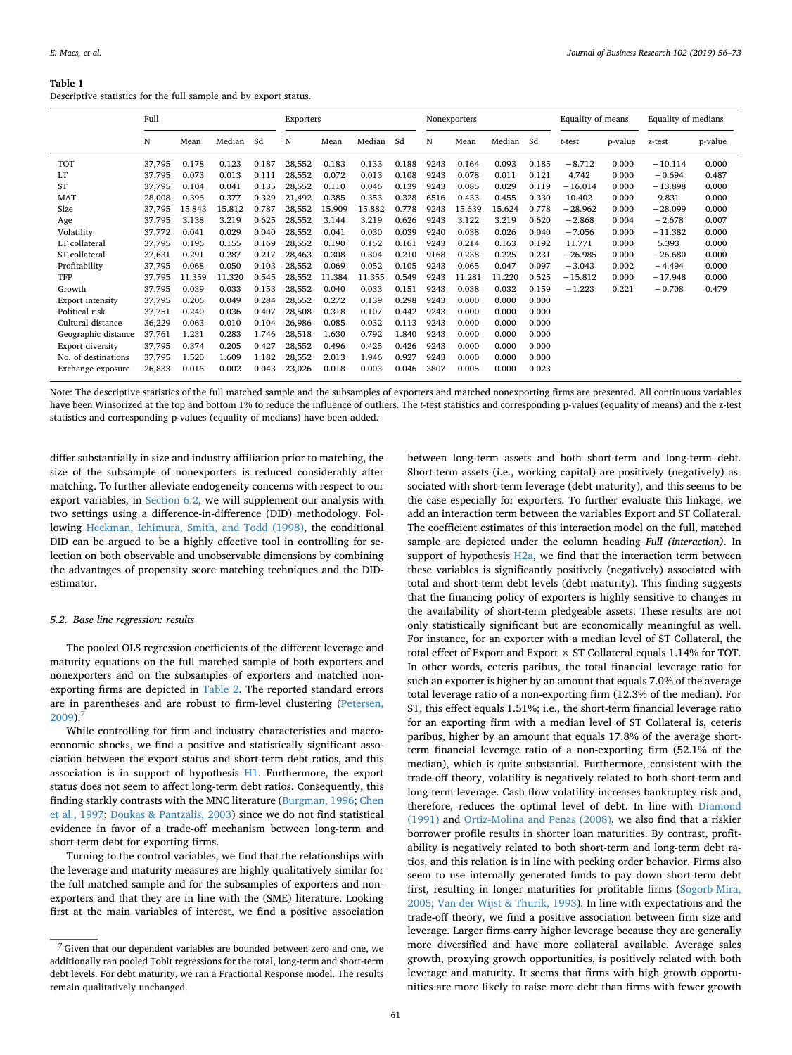**Table 1**
Descriptive statistics for the full sample and by export status.

| | Full | | | | Exporters | | | | Nonexporters | | | | Equality of means | | Equality of medians | |
|---|---|---|---|---|---|---|---|---|---|---|---|---|---|---|---|---|
| | N | Mean | Median | Sd | N | Mean | Median | Sd | N | Mean | Median | Sd | *t*-test | p-value | z-test | p-value |
| TOT | 37,795 | 0.178 | 0.123 | 0.187 | 28,552 | 0.183 | 0.133 | 0.188 | 9243 | 0.164 | 0.093 | 0.185 | −8.712 | 0.000 | −10.114 | 0.000 |
| LT | 37,795 | 0.073 | 0.013 | 0.111 | 28,552 | 0.072 | 0.013 | 0.108 | 9243 | 0.078 | 0.011 | 0.121 | 4.742 | 0.000 | −0.694 | 0.487 |
| ST | 37,795 | 0.104 | 0.041 | 0.135 | 28,552 | 0.110 | 0.046 | 0.139 | 9243 | 0.085 | 0.029 | 0.119 | −16.014 | 0.000 | −13.898 | 0.000 |
| MAT | 28,008 | 0.396 | 0.377 | 0.329 | 21,492 | 0.385 | 0.353 | 0.328 | 6516 | 0.433 | 0.455 | 0.330 | 10.402 | 0.000 | 9.831 | 0.000 |
| Size | 37,795 | 15.843 | 15.812 | 0.787 | 28,552 | 15.909 | 15.882 | 0.778 | 9243 | 15.639 | 15.624 | 0.778 | −28.962 | 0.000 | −28.099 | 0.000 |
| Age | 37,795 | 3.138 | 3.219 | 0.625 | 28,552 | 3.144 | 3.219 | 0.626 | 9243 | 3.122 | 3.219 | 0.620 | −2.868 | 0.004 | −2.678 | 0.007 |
| Volatility | 37,772 | 0.041 | 0.029 | 0.040 | 28,552 | 0.041 | 0.030 | 0.039 | 9240 | 0.038 | 0.026 | 0.040 | −7.056 | 0.000 | −11.382 | 0.000 |
| LT collateral | 37,795 | 0.196 | 0.155 | 0.169 | 28,552 | 0.190 | 0.152 | 0.161 | 9243 | 0.214 | 0.163 | 0.192 | 11.771 | 0.000 | 5.393 | 0.000 |
| ST collateral | 37,631 | 0.291 | 0.287 | 0.217 | 28,463 | 0.308 | 0.304 | 0.210 | 9168 | 0.238 | 0.225 | 0.231 | −26.985 | 0.000 | −26.680 | 0.000 |
| Profitability | 37,795 | 0.068 | 0.050 | 0.103 | 28,552 | 0.069 | 0.052 | 0.105 | 9243 | 0.065 | 0.047 | 0.097 | −3.043 | 0.002 | −4.494 | 0.000 |
| TFP | 37,795 | 11.359 | 11.320 | 0.545 | 28,552 | 11.384 | 11.355 | 0.549 | 9243 | 11.281 | 11.220 | 0.525 | −15.812 | 0.000 | −17.948 | 0.000 |
| Growth | 37,795 | 0.039 | 0.033 | 0.153 | 28,552 | 0.040 | 0.033 | 0.151 | 9243 | 0.038 | 0.032 | 0.159 | −1.223 | 0.221 | −0.708 | 0.479 |
| Export intensity | 37,795 | 0.206 | 0.049 | 0.284 | 28,552 | 0.272 | 0.139 | 0.298 | 9243 | 0.000 | 0.000 | 0.000 | | | | |
| Political risk | 37,751 | 0.240 | 0.036 | 0.407 | 28,508 | 0.318 | 0.107 | 0.442 | 9243 | 0.000 | 0.000 | 0.000 | | | | |
| Cultural distance | 36,229 | 0.063 | 0.010 | 0.104 | 26,986 | 0.085 | 0.032 | 0.113 | 9243 | 0.000 | 0.000 | 0.000 | | | | |
| Geographic distance | 37,761 | 1.231 | 0.283 | 1.746 | 28,518 | 1.630 | 0.792 | 1.840 | 9243 | 0.000 | 0.000 | 0.000 | | | | |
| Export diversity | 37,795 | 0.374 | 0.205 | 0.427 | 28,552 | 0.496 | 0.425 | 0.426 | 9243 | 0.000 | 0.000 | 0.000 | | | | |
| No. of destinations | 37,795 | 1.520 | 1.609 | 1.182 | 28,552 | 2.013 | 1.946 | 0.927 | 9243 | 0.000 | 0.000 | 0.000 | | | | |
| Exchange exposure | 26,833 | 0.016 | 0.002 | 0.043 | 23,026 | 0.018 | 0.003 | 0.046 | 3807 | 0.005 | 0.000 | 0.023 | | | | |

Note: The descriptive statistics of the full matched sample and the subsamples of exporters and matched nonexporting firms are presented. All continuous variables have been Winsorized at the top and bottom 1% to reduce the influence of outliers. The *t*-test statistics and corresponding p-values (equality of means) and the z-test statistics and corresponding p-values (equality of medians) have been added.

differ substantially in size and industry affiliation prior to matching, the size of the subsample of nonexporters is reduced considerably after matching. To further alleviate endogeneity concerns with respect to our export variables, in Section 6.2, we will supplement our analysis with two settings using a difference-in-difference (DID) methodology. Following Heckman, Ichimura, Smith, and Todd (1998), the conditional DID can be argued to be a highly effective tool in controlling for selection on both observable and unobservable dimensions by combining the advantages of propensity score matching techniques and the DID-estimator.

### 5.2. Base line regression: results

The pooled OLS regression coefficients of the different leverage and maturity equations on the full matched sample of both exporters and nonexporters and on the subsamples of exporters and matched nonexporting firms are depicted in Table 2. The reported standard errors are in parentheses and are robust to firm-level clustering (Petersen, 2009).[7]

While controlling for firm and industry characteristics and macroeconomic shocks, we find a positive and statistically significant association between the export status and short-term debt ratios, and this association is in support of hypothesis H1. Furthermore, the export status does not seem to affect long-term debt ratios. Consequently, this finding starkly contrasts with the MNC literature (Burgman, 1996; Chen et al., 1997; Doukas & Pantzalis, 2003) since we do not find statistical evidence in favor of a trade-off mechanism between long-term and short-term debt for exporting firms.

Turning to the control variables, we find that the relationships with the leverage and maturity measures are highly qualitatively similar for the full matched sample and for the subsamples of exporters and nonexporters and that they are in line with the (SME) literature. Looking first at the main variables of interest, we find a positive association between long-term assets and both short-term and long-term debt. Short-term assets (i.e., working capital) are positively (negatively) associated with short-term leverage (debt maturity), and this seems to be the case especially for exporters. To further evaluate this linkage, we add an interaction term between the variables Export and ST Collateral. The coefficient estimates of this interaction model on the full, matched sample are depicted under the column heading *Full (interaction)*. In support of hypothesis H2a, we find that the interaction term between these variables is significantly positively (negatively) associated with total and short-term debt levels (debt maturity). This finding suggests that the financing policy of exporters is highly sensitive to changes in the availability of short-term pledgeable assets. These results are not only statistically significant but are economically meaningful as well. For instance, for an exporter with a median level of ST Collateral, the total effect of Export and Export × ST Collateral equals 1.14% for TOT. In other words, ceteris paribus, the total financial leverage ratio for such an exporter is higher by an amount that equals 7.0% of the average total leverage ratio of a non-exporting firm (12.3% of the median). For ST, this effect equals 1.51%; i.e., the short-term financial leverage ratio for an exporting firm with a median level of ST Collateral is, ceteris paribus, higher by an amount that equals 17.8% of the average short-term financial leverage ratio of a non-exporting firm (52.1% of the median), which is quite substantial. Furthermore, consistent with the trade-off theory, volatility is negatively related to both short-term and long-term leverage. Cash flow volatility increases bankruptcy risk and, therefore, reduces the optimal level of debt. In line with Diamond (1991) and Ortiz-Molina and Penas (2008), we also find that a riskier borrower profile results in shorter loan maturities. By contrast, profitability is negatively related to both short-term and long-term debt ratios, and this relation is in line with pecking order behavior. Firms also seem to use internally generated funds to pay down short-term debt first, resulting in longer maturities for profitable firms (Sogorb-Mira, 2005; Van der Wijst & Thurik, 1993). In line with expectations and the trade-off theory, we find a positive association between firm size and leverage. Larger firms carry higher leverage because they are generally more diversified and have more collateral available. Average sales growth, proxying growth opportunities, is positively related with both leverage and maturity. It seems that firms with high growth opportunities are more likely to raise more debt than firms with fewer growth

[7] Given that our dependent variables are bounded between zero and one, we additionally ran pooled Tobit regressions for the total, long-term and short-term debt levels. For debt maturity, we ran a Fractional Response model. The results remain qualitatively unchanged.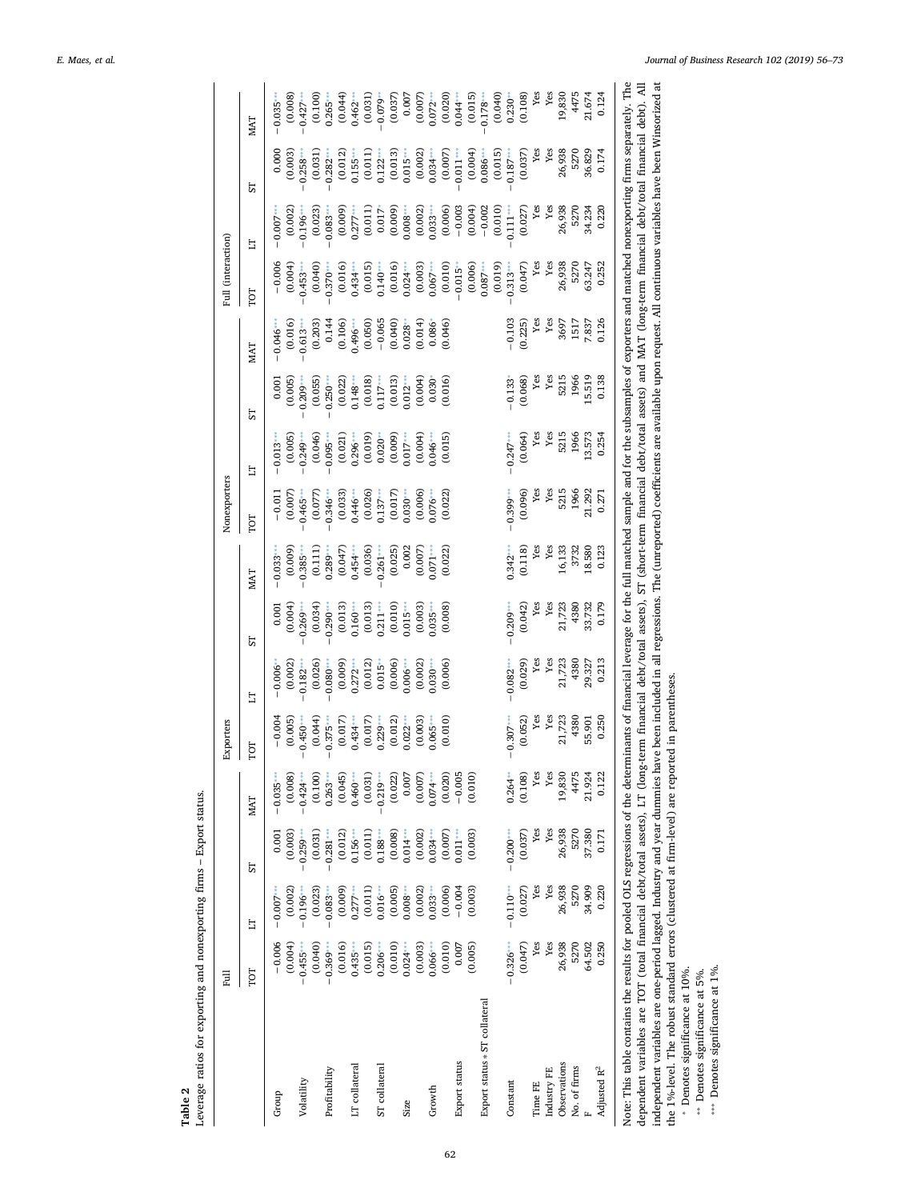**Table 2**
Leverage ratios for exporting and nonexporting firms – Export status.

| | Full | | | | Exporters | | | | Nonexporters | | | | Full (interaction) | | | |
|---|---|---|---|---|---|---|---|---|---|---|---|---|---|---|---|---|
| | TOT | LT | ST | MAT | TOT | LT | ST | MAT | TOT | LT | ST | MAT | TOT | LT | ST | MAT |
| Group | −0.006 | −0.007*** | 0.001 | −0.035*** | −0.004 | −0.006* | 0.001 | −0.033*** | −0.011 | −0.013** | 0.001 | −0.046*** | −0.006 | −0.007*** | 0.000 | −0.035*** |
| | (0.004) | (0.002) | (0.003) | (0.008) | (0.005) | (0.002) | (0.004) | (0.009) | (0.007) | (0.005) | (0.005) | (0.016) | (0.004) | (0.002) | (0.003) | (0.008) |
| Volatility | −0.455*** | −0.196*** | −0.259*** | −0.424*** | −0.450*** | −0.182*** | −0.269*** | −0.385*** | −0.465*** | −0.249*** | −0.209*** | −0.613*** | −0.453*** | −0.196*** | −0.258*** | −0.427*** |
| | (0.040) | (0.023) | (0.031) | (0.100) | (0.044) | (0.026) | (0.034) | (0.111) | (0.077) | (0.046) | (0.055) | (0.203) | (0.040) | (0.023) | (0.031) | (0.100) |
| Profitability | −0.369*** | −0.083*** | −0.281*** | 0.263*** | −0.375*** | −0.080*** | −0.290*** | 0.289*** | −0.346*** | −0.095*** | −0.250*** | 0.144 | −0.370*** | −0.083*** | −0.282*** | 0.265*** |
| | (0.016) | (0.009) | (0.012) | (0.045) | (0.017) | (0.009) | (0.013) | (0.047) | (0.033) | (0.021) | (0.022) | (0.106) | (0.016) | (0.009) | (0.012) | (0.044) |
| LT collateral | 0.435*** | 0.277*** | 0.156*** | 0.460*** | 0.434*** | 0.272*** | 0.160*** | 0.454*** | 0.446*** | 0.296*** | 0.148*** | 0.496*** | 0.434*** | 0.277*** | 0.155*** | 0.462*** |
| | (0.015) | (0.011) | (0.011) | (0.031) | (0.017) | (0.012) | (0.013) | (0.036) | (0.026) | (0.019) | (0.018) | (0.050) | (0.015) | (0.011) | (0.011) | (0.031) |
| ST collateral | 0.206*** | 0.016** | 0.188*** | −0.219*** | 0.229*** | 0.015* | 0.211*** | −0.261*** | 0.137*** | 0.020* | 0.117*** | −0.065 | 0.140*** | 0.017 | 0.122*** | −0.079** |
| | (0.010) | (0.005) | (0.008) | (0.022) | (0.012) | (0.006) | (0.010) | (0.025) | (0.017) | (0.009) | (0.013) | (0.040) | (0.016) | (0.009) | (0.013) | (0.037) |
| Size | 0.024*** | 0.008*** | 0.014*** | 0.007 | 0.022*** | 0.006*** | 0.015*** | 0.002 | 0.030*** | 0.017*** | 0.012*** | 0.028** | 0.024*** | 0.008*** | 0.015*** | 0.007 |
| | (0.003) | (0.002) | (0.002) | (0.007) | (0.003) | (0.002) | (0.003) | (0.007) | (0.006) | (0.004) | (0.004) | (0.014) | (0.003) | (0.002) | (0.002) | (0.007) |
| Growth | 0.066*** | 0.033*** | 0.034*** | 0.074*** | 0.065*** | 0.030*** | 0.035*** | 0.071*** | 0.076*** | 0.046*** | 0.030* | 0.086* | 0.067*** | 0.033*** | 0.034*** | 0.072*** |
| | (0.010) | (0.006) | (0.007) | (0.020) | (0.010) | (0.006) | (0.008) | (0.022) | (0.022) | (0.015) | (0.016) | (0.046) | (0.010) | (0.006) | (0.007) | (0.020) |
| Export status | 0.007 | −0.004 | 0.011*** | −0.005 | | | | | | | | | −0.015** | −0.003 | −0.011*** | 0.044*** |
| | (0.005) | (0.003) | (0.003) | (0.010) | | | | | | | | | (0.006) | (0.004) | (0.004) | (0.015) |
| Export status * ST collateral | | | | | | | | | | | | | 0.087*** | −0.002 | 0.086*** | −0.178*** |
| | | | | | | | | | | | | | (0.019) | (0.010) | (0.015) | (0.040) |
| Constant | −0.326*** | −0.110*** | −0.200*** | 0.264** | −0.307*** | −0.082*** | −0.209*** | 0.342*** | −0.399*** | −0.247*** | −0.133* | −0.103 | −0.313*** | −0.111*** | −0.187*** | 0.230** |
| | (0.047) | (0.027) | (0.037) | (0.108) | (0.052) | (0.029) | (0.042) | (0.118) | (0.096) | (0.064) | (0.068) | (0.225) | (0.047) | (0.027) | (0.037) | (0.108) |
| Time FE | Yes | Yes | Yes | Yes | Yes | Yes | Yes | Yes | Yes | Yes | Yes | Yes | Yes | Yes | Yes | Yes |
| Industry FE | Yes | Yes | Yes | Yes | Yes | Yes | Yes | Yes | Yes | Yes | Yes | Yes | Yes | Yes | Yes | Yes |
| Observations | 26,938 | 26,938 | 26,938 | 19,830 | 21,723 | 21,723 | 21,723 | 16,133 | 5215 | 5215 | 5215 | 3697 | 26,938 | 26,938 | 26,938 | 19,830 |
| No. of firms | 5270 | 5270 | 5270 | 4475 | 4380 | 4380 | 4380 | 3732 | 1966 | 1966 | 1966 | 1517 | 5270 | 5270 | 5270 | 4475 |
| F | 64.502 | 34.909 | 37.380 | 21.924 | 55.901 | 29.327 | 33.732 | 18.580 | 21.292 | 13.573 | 15.519 | 7.837 | 63.247 | 34.234 | 36.829 | 21.674 |
| Adjusted $R^2$ | 0.250 | 0.220 | 0.171 | 0.122 | 0.250 | 0.213 | 0.179 | 0.123 | 0.271 | 0.254 | 0.138 | 0.126 | 0.252 | 0.220 | 0.174 | 0.124 |

Note: This table contains the results for pooled OLS regressions of the determinants of financial leverage for the full matched sample and for the subsamples of exporters and matched nonexporting firms separately. The dependent variables are TOT (total financial debt/total assets), LT (long-term financial debt/total assets), ST (short-term financial debt/total assets) and MAT (long-term financial debt/total financial debt). All independent variables are one-period lagged. Industry and year dummies have been included in all regressions. The (unreported) coefficients are available upon request. All continuous variables have been Winsorized at the 1%-level. The robust standard errors (clustered at firm-level) are reported in parentheses.

\* Denotes significance at 10%.

\*\* Denotes significance at 5%.

\*\*\* Denotes significance at 1%.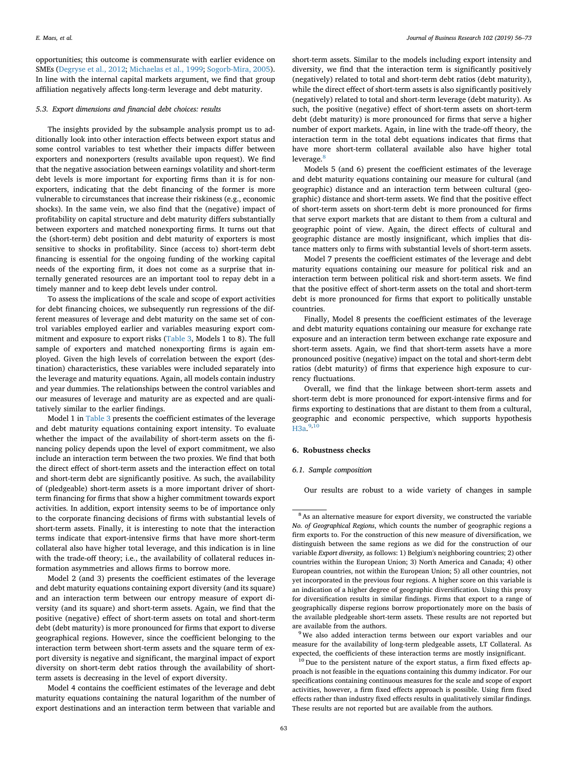opportunities; this outcome is commensurate with earlier evidence on SMEs (Degryse et al., 2012; Michaelas et al., 1999; Sogorb-Mira, 2005). In line with the internal capital markets argument, we find that group affiliation negatively affects long-term leverage and debt maturity.

### 5.3. Export dimensions and financial debt choices: results

The insights provided by the subsample analysis prompt us to additionally look into other interaction effects between export status and some control variables to test whether their impacts differ between exporters and nonexporters (results available upon request). We find that the negative association between earnings volatility and short-term debt levels is more important for exporting firms than it is for nonexporters, indicating that the debt financing of the former is more vulnerable to circumstances that increase their riskiness (e.g., economic shocks). In the same vein, we also find that the (negative) impact of profitability on capital structure and debt maturity differs substantially between exporters and matched nonexporting firms. It turns out that the (short-term) debt position and debt maturity of exporters is most sensitive to shocks in profitability. Since (access to) short-term debt financing is essential for the ongoing funding of the working capital needs of the exporting firm, it does not come as a surprise that internally generated resources are an important tool to repay debt in a timely manner and to keep debt levels under control.

To assess the implications of the scale and scope of export activities for debt financing choices, we subsequently run regressions of the different measures of leverage and debt maturity on the same set of control variables employed earlier and variables measuring export commitment and exposure to export risks (Table 3, Models 1 to 8). The full sample of exporters and matched nonexporting firms is again employed. Given the high levels of correlation between the export (destination) characteristics, these variables were included separately into the leverage and maturity equations. Again, all models contain industry and year dummies. The relationships between the control variables and our measures of leverage and maturity are as expected and are qualitatively similar to the earlier findings.

Model 1 in Table 3 presents the coefficient estimates of the leverage and debt maturity equations containing export intensity. To evaluate whether the impact of the availability of short-term assets on the financing policy depends upon the level of export commitment, we also include an interaction term between the two proxies. We find that both the direct effect of short-term assets and the interaction effect on total and short-term debt are significantly positive. As such, the availability of (pledgeable) short-term assets is a more important driver of short-term financing for firms that show a higher commitment towards export activities. In addition, export intensity seems to be of importance only to the corporate financing decisions of firms with substantial levels of short-term assets. Finally, it is interesting to note that the interaction terms indicate that export-intensive firms that have more short-term collateral also have higher total leverage, and this indication is in line with the trade-off theory; i.e., the availability of collateral reduces information asymmetries and allows firms to borrow more.

Model 2 (and 3) presents the coefficient estimates of the leverage and debt maturity equations containing export diversity (and its square) and an interaction term between our entropy measure of export diversity (and its square) and short-term assets. Again, we find that the positive (negative) effect of short-term assets on total and short-term debt (debt maturity) is more pronounced for firms that export to diverse geographical regions. However, since the coefficient belonging to the interaction term between short-term assets and the square term of export diversity is negative and significant, the marginal impact of export diversity on short-term debt ratios through the availability of short-term assets is decreasing in the level of export diversity.

Model 4 contains the coefficient estimates of the leverage and debt maturity equations containing the natural logarithm of the number of export destinations and an interaction term between that variable and short-term assets. Similar to the models including export intensity and diversity, we find that the interaction term is significantly positively (negatively) related to total and short-term debt ratios (debt maturity), while the direct effect of short-term assets is also significantly positively (negatively) related to total and short-term leverage (debt maturity). As such, the positive (negative) effect of short-term assets on short-term debt (debt maturity) is more pronounced for firms that serve a higher number of export markets. Again, in line with the trade-off theory, the interaction term in the total debt equations indicates that firms that have more short-term collateral available also have higher total leverage.[8]

Models 5 (and 6) present the coefficient estimates of the leverage and debt maturity equations containing our measure for cultural (and geographic) distance and an interaction term between cultural (geographic) distance and short-term assets. We find that the positive effect of short-term assets on short-term debt is more pronounced for firms that serve export markets that are distant to them from a cultural and geographic point of view. Again, the direct effects of cultural and geographic distance are mostly insignificant, which implies that distance matters only to firms with substantial levels of short-term assets.

Model 7 presents the coefficient estimates of the leverage and debt maturity equations containing our measure for political risk and an interaction term between political risk and short-term assets. We find that the positive effect of short-term assets on the total and short-term debt is more pronounced for firms that export to politically unstable countries.

Finally, Model 8 presents the coefficient estimates of the leverage and debt maturity equations containing our measure for exchange rate exposure and an interaction term between exchange rate exposure and short-term assets. Again, we find that short-term assets have a more pronounced positive (negative) impact on the total and short-term debt ratios (debt maturity) of firms that experience high exposure to currency fluctuations.

Overall, we find that the linkage between short-term assets and short-term debt is more pronounced for export-intensive firms and for firms exporting to destinations that are distant to them from a cultural, geographic and economic perspective, which supports hypothesis H3a.[9,10]

## 6. Robustness checks

### 6.1. Sample composition

Our results are robust to a wide variety of changes in sample

---

[8] As an alternative measure for export diversity, we constructed the variable *No. of Geographical Regions*, which counts the number of geographic regions a firm exports to. For the construction of this new measure of diversification, we distinguish between the same regions as we did for the construction of our variable *Export diversity*, as follows: 1) Belgium's neighboring countries; 2) other countries within the European Union; 3) North America and Canada; 4) other European countries, not within the European Union; 5) all other countries, not yet incorporated in the previous four regions. A higher score on this variable is an indication of a higher degree of geographic diversification. Using this proxy for diversification results in similar findings. Firms that export to a range of geographically disperse regions borrow proportionately more on the basis of the available pledgeable short-term assets. These results are not reported but are available from the authors.

[9] We also added interaction terms between our export variables and our measure for the availability of long-term pledgeable assets, LT Collateral. As expected, the coefficients of these interaction terms are mostly insignificant.

[10] Due to the persistent nature of the export status, a firm fixed effects approach is not feasible in the equations containing this dummy indicator. For our specifications containing continuous measures for the scale and scope of export activities, however, a firm fixed effects approach is possible. Using firm fixed effects rather than industry fixed effects results in qualitatively similar findings. These results are not reported but are available from the authors.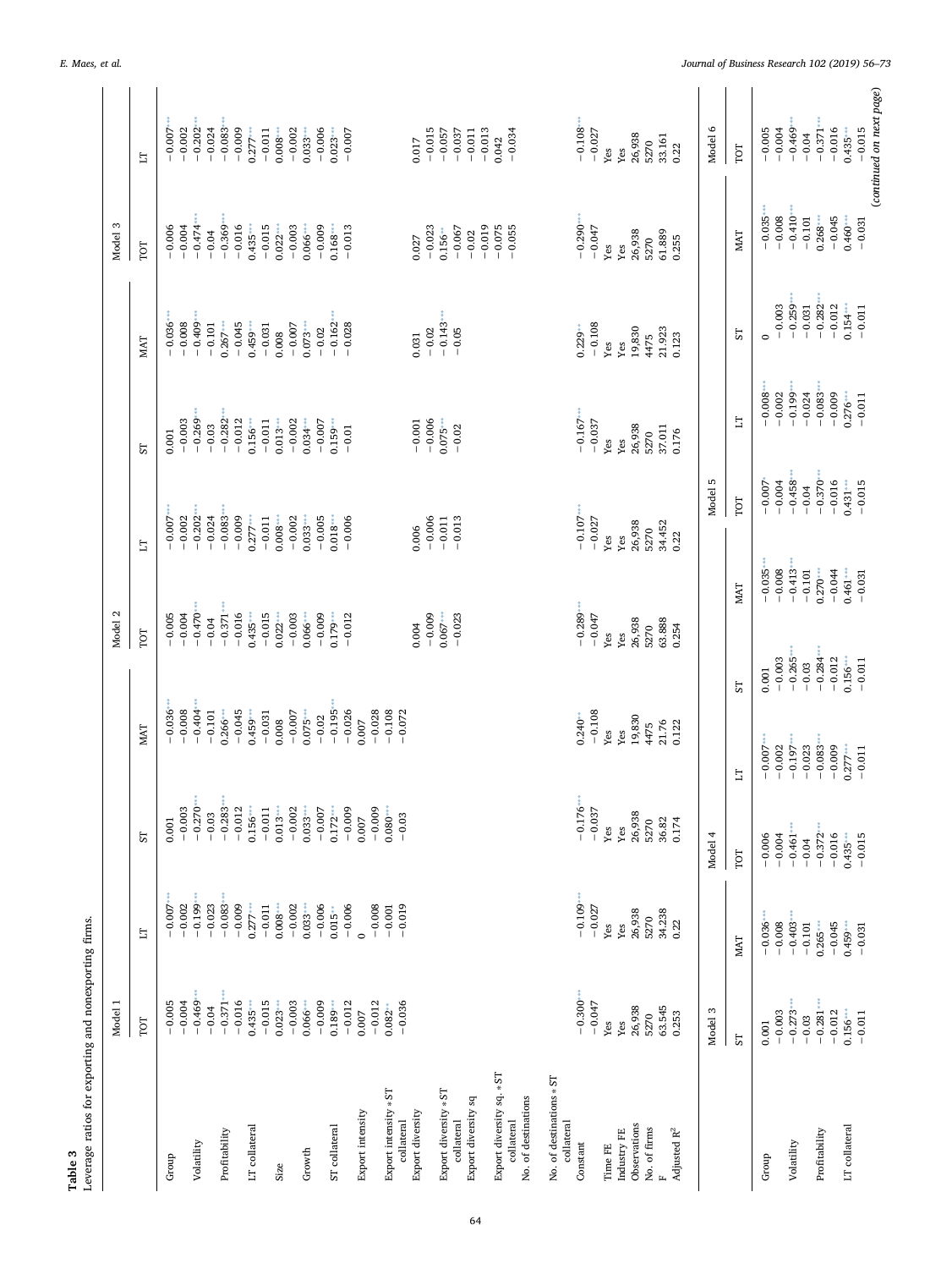**Table 3**
Leverage ratios for exporting and nonexporting firms.

| | Model 1 | | | | Model 2 | | | | Model 3 | |
|---|---|---|---|---|---|---|---|---|---|---|
| | TOT | LT | ST | MAT | TOT | LT | ST | MAT | TOT | LT |
| Group | −0.005 | −0.007*** | 0.001 | −0.036*** | −0.005 | −0.007*** | 0.001 | −0.036*** | −0.006 | −0.007*** |
| | −0.004 | −0.002 | −0.003 | −0.008 | −0.004 | −0.002 | −0.003 | −0.008 | −0.004 | −0.002 |
| Volatility | −0.469*** | −0.199*** | −0.270*** | −0.404*** | −0.470*** | −0.202*** | −0.269*** | −0.409*** | −0.474*** | −0.202*** |
| | −0.04 | −0.023 | −0.03 | −0.101 | −0.04 | −0.024 | −0.03 | −0.101 | −0.04 | −0.024 |
| Profitability | −0.371*** | −0.083*** | −0.283*** | 0.266*** | −0.371*** | −0.083*** | −0.282*** | 0.267*** | −0.369*** | −0.083*** |
| | −0.016 | −0.009 | −0.012 | −0.045 | −0.016 | −0.009 | −0.012 | −0.045 | −0.016 | −0.009 |
| LT collateral | 0.435*** | 0.277*** | 0.156*** | 0.459*** | 0.435*** | 0.277*** | 0.156*** | 0.459*** | 0.435*** | 0.277*** |
| | −0.015 | −0.011 | −0.011 | −0.031 | −0.015 | −0.011 | −0.011 | −0.031 | −0.015 | −0.011 |
| Size | 0.023*** | 0.008*** | 0.013*** | 0.008 | 0.022*** | 0.008*** | 0.013*** | 0.008 | 0.022*** | 0.008*** |
| | −0.003 | −0.002 | −0.002 | −0.007 | −0.003 | −0.002 | −0.002 | −0.007 | −0.003 | −0.002 |
| Growth | 0.066*** | 0.033*** | 0.033*** | 0.075*** | 0.066*** | 0.033*** | 0.034*** | 0.073*** | 0.066*** | 0.033*** |
| | −0.009 | −0.006 | −0.007 | −0.02 | −0.009 | −0.005 | −0.007 | −0.02 | −0.009 | −0.006 |
| ST collateral | 0.189*** | 0.015** | 0.172*** | −0.195*** | 0.179*** | 0.018*** | 0.159*** | −0.162*** | 0.168*** | 0.023*** |
| | −0.012 | −0.006 | −0.009 | −0.026 | −0.012 | −0.006 | −0.01 | −0.028 | −0.013 | −0.007 |
| Export intensity | 0.007 | 0 | 0.007 | 0.007 | | | | | | |
| | −0.012 | −0.008 | −0.009 | −0.028 | | | | | | |
| Export intensity * ST collateral | 0.082* | −0.001 | 0.080** | −0.108 | | | | | | |
| | −0.036 | −0.019 | −0.03 | −0.072 | | | | | | |
| Export diversity | | | | | 0.004 | 0.006 | −0.001 | 0.031 | 0.027 | 0.017 |
| | | | | | −0.009 | −0.006 | −0.006 | −0.02 | −0.023 | −0.015 |
| Export diversity * ST collateral | | | | | 0.067*** | −0.011 | 0.075*** | −0.143** | 0.156** | −0.057 |
| | | | | | −0.023 | −0.013 | −0.02 | −0.05 | −0.067 | −0.037 |
| Export diversity sq | | | | | | | | | −0.02 | −0.011 |
| | | | | | | | | | −0.019 | −0.013 |
| Export diversity sq. * ST collateral | | | | | | | | | −0.075 | 0.042 |
| | | | | | | | | | −0.055 | −0.034 |
| No. of destinations | | | | | | | | | | |
| No. of destinations * ST collateral | | | | | | | | | | |
| Constant | −0.300*** | −0.109*** | −0.176*** | 0.240* | −0.289*** | −0.107*** | −0.167*** | 0.229* | −0.290*** | −0.108*** |
| | −0.047 | −0.027 | −0.037 | −0.108 | −0.047 | −0.027 | −0.037 | −0.108 | −0.047 | −0.027 |
| Time FE | Yes | Yes | Yes | Yes | Yes | Yes | Yes | Yes | Yes | Yes |
| Industry FE | Yes | Yes | Yes | Yes | Yes | Yes | Yes | Yes | Yes | Yes |
| Observations | 26,938 | 26,938 | 26,938 | 19,830 | 26,938 | 26,938 | 26,938 | 19,830 | 26,938 | 26,938 |
| No. of firms | 5270 | 5270 | 5270 | 4475 | 5270 | 5270 | 5270 | 4475 | 5270 | 5270 |
| F | 63.545 | 34.238 | 36.82 | 21.76 | 63.888 | 34.452 | 37.011 | 21.923 | 61.889 | 33.161 |
| Adjusted $R^2$ | 0.253 | 0.22 | 0.174 | 0.122 | 0.254 | 0.22 | 0.176 | 0.123 | 0.255 | 0.22 |

| | Model 3 | | Model 4 | | | | Model 5 | | | | Model 6 |
|---|---|---|---|---|---|---|---|---|---|---|---|
| | ST | MAT | TOT | LT | ST | MAT | TOT | LT | ST | MAT | TOT |
| Group | 0.001 | −0.036*** | −0.006 | −0.007*** | 0.001 | −0.035*** | −0.007* | −0.008*** | 0 | −0.035*** | −0.005 |
| | −0.003 | −0.008 | −0.004 | −0.002 | −0.003 | −0.008 | −0.004 | −0.002 | −0.003 | −0.008 | −0.004 |
| Volatility | −0.273*** | −0.403*** | −0.461*** | −0.197*** | −0.265*** | −0.413*** | −0.458*** | −0.199*** | −0.259*** | −0.410*** | −0.469*** |
| | −0.03 | −0.101 | −0.04 | −0.023 | −0.03 | −0.101 | −0.04 | −0.024 | −0.031 | −0.101 | −0.04 |
| Profitability | −0.281*** | 0.265*** | −0.372*** | −0.083*** | −0.284*** | 0.270*** | −0.370*** | −0.083*** | −0.282*** | 0.268*** | −0.371*** |
| | −0.012 | −0.045 | −0.016 | −0.009 | −0.012 | −0.044 | −0.016 | −0.009 | −0.012 | −0.045 | −0.016 |
| LT collateral | 0.156*** | 0.459*** | 0.435*** | 0.277*** | 0.156*** | 0.461*** | 0.431*** | 0.276*** | 0.154*** | 0.460*** | 0.435*** |
| | −0.011 | −0.031 | −0.015 | −0.011 | −0.011 | −0.031 | −0.015 | −0.011 | −0.011 | −0.031 | −0.015 |

(continued on next page)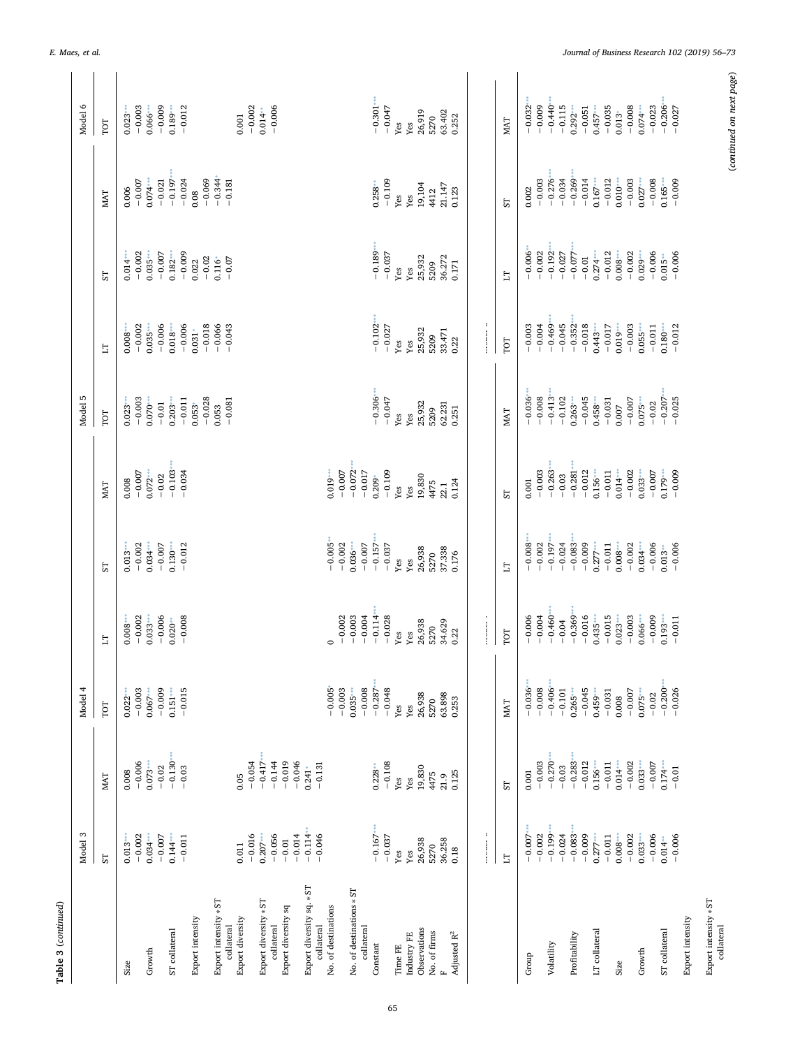**Table 3** (*continued*)

| | Model 3 | | Model 4 | | | | Model 5 | | | | Model 6 |
|---|---|---|---|---|---|---|---|---|---|---|---|
| | ST | MAT | TOT | LT | ST | MAT | TOT | LT | ST | MAT | TOT |
| Size | 0.013*** | 0.008 | 0.022*** | 0.008*** | 0.013*** | 0.008 | 0.023*** | 0.008*** | 0.014*** | 0.006 | 0.023*** |
| | −0.002 | −0.006 | −0.003 | −0.002 | −0.002 | −0.007 | −0.003 | −0.002 | −0.002 | −0.007 | −0.003 |
| Growth | 0.034*** | 0.073*** | 0.067*** | 0.033*** | 0.034*** | 0.072*** | 0.070*** | 0.035*** | 0.035*** | 0.074*** | 0.066*** |
| | −0.007 | −0.02 | −0.009 | −0.006 | −0.007 | −0.02 | −0.01 | −0.006 | −0.007 | −0.021 | −0.009 |
| ST collateral | 0.144*** | −0.130*** | 0.151*** | 0.020* | 0.130*** | −0.103*** | 0.203*** | 0.018*** | 0.182*** | −0.197*** | 0.189*** |
| | −0.011 | −0.03 | −0.015 | −0.008 | −0.012 | −0.034 | −0.011 | −0.006 | −0.009 | −0.024 | −0.012 |
| Export intensity | | | | | | | 0.053* | 0.031* | 0.022 | 0.08 | |
| | | | | | | | −0.028 | −0.018 | −0.02 | −0.069 | |
| Export intensity * ST collateral | | | | | | | 0.053 | −0.066 | 0.116* | −0.344* | |
| | | | | | | | −0.081 | −0.043 | −0.07 | −0.181 | |
| Export diversity | 0.011 | 0.05 | | | | | | | | | 0.001 |
| | −0.016 | −0.054 | | | | | | | | | −0.002 |
| Export diversity * ST collateral | 0.207*** | −0.417*** | | | | | | | | | 0.014* |
| | −0.056 | −0.144 | | | | | | | | | −0.006 |
| Export diversity sq | −0.01 | −0.019 | | | | | | | | | |
| | −0.014 | −0.046 | | | | | | | | | |
| Export diversity sq. * ST collateral | −0.114** | 0.241* | | | | | | | | | |
| | −0.046 | −0.131 | | | | | | | | | |
| No. of destinations | | | −0.005* | 0 | −0.005** | 0.019*** | | | | | |
| | | | −0.003 | −0.002 | −0.002 | −0.007 | | | | | |
| No. of destinations * ST collateral | | | 0.035*** | −0.003 | 0.036*** | −0.072*** | | | | | |
| | | | −0.008 | −0.004 | −0.007 | −0.017 | | | | | |
| Constant | −0.167*** | 0.228** | −0.287*** | −0.114*** | −0.157*** | 0.209* | −0.306*** | −0.102*** | −0.189*** | 0.258** | −0.301*** |
| | −0.037 | −0.108 | −0.048 | −0.028 | −0.037 | −0.109 | −0.047 | −0.027 | −0.037 | −0.109 | −0.047 |
| Time FE | Yes | Yes | Yes | Yes | Yes | Yes | Yes | Yes | Yes | Yes | Yes |
| Industry FE | Yes | Yes | Yes | Yes | Yes | Yes | Yes | Yes | Yes | Yes | Yes |
| Observations | 26,938 | 19,830 | 26,938 | 26,938 | 26,938 | 19,830 | 25,932 | 25,932 | 25,932 | 19,104 | 26,919 |
| No. of firms | 5270 | 4475 | 5270 | 5270 | 5270 | 4475 | 5209 | 5209 | 5209 | 4412 | 5270 |
| F | 36.258 | 21.9 | 63.898 | 34.629 | 37.338 | 22.1 | 62.231 | 33.471 | 36.272 | 21.147 | 63.402 |
| Adjusted $R^2$ | 0.18 | 0.125 | 0.253 | 0.22 | 0.176 | 0.124 | 0.251 | 0.22 | 0.171 | 0.123 | 0.252 |

| | Model 3 | | | Model 4 | | | | Model 5 | | | |
|---|---|---|---|---|---|---|---|---|---|---|---|
| | LT | ST | MAT | TOT | LT | ST | MAT | TOT | LT | ST | MAT |
| Group | −0.007*** | 0.001 | −0.036*** | −0.006 | −0.008*** | 0.001 | −0.036*** | −0.003 | −0.006*** | 0.002 | −0.032*** |
| | −0.002 | −0.003 | −0.008 | −0.004 | −0.002 | −0.003 | −0.008 | −0.004 | −0.002 | −0.003 | −0.009 |
| Volatility | −0.199*** | −0.270*** | −0.406*** | −0.460*** | −0.197*** | −0.263*** | −0.413*** | −0.469*** | −0.192*** | −0.276*** | −0.440*** |
| | −0.024 | −0.03 | −0.101 | −0.04 | −0.024 | −0.03 | −0.102 | −0.045 | −0.027 | −0.034 | −0.115 |
| Profitability | −0.083*** | −0.283*** | 0.265*** | −0.369*** | −0.083*** | −0.281*** | 0.263*** | −0.352*** | −0.077*** | −0.269*** | 0.292*** |
| | −0.009 | −0.012 | −0.045 | −0.016 | −0.009 | −0.012 | −0.045 | −0.018 | −0.01 | −0.014 | −0.051 |
| LT collateral | 0.277*** | 0.156*** | 0.459*** | 0.435*** | 0.277*** | 0.156*** | 0.458*** | 0.443*** | 0.274*** | 0.167*** | 0.457*** |
| | −0.011 | −0.011 | −0.031 | −0.015 | −0.011 | −0.011 | −0.031 | −0.017 | −0.012 | −0.012 | −0.035 |
| Size | 0.008*** | 0.014*** | 0.008 | 0.023*** | 0.008*** | 0.014*** | 0.007 | 0.019*** | 0.008*** | 0.010*** | 0.013* |
| | −0.002 | −0.002 | −0.007 | −0.003 | −0.002 | −0.002 | −0.007 | −0.003 | −0.002 | −0.003 | −0.008 |
| Growth | 0.033*** | 0.033*** | 0.075*** | 0.066*** | 0.034*** | 0.033*** | 0.075*** | 0.055*** | 0.029*** | 0.027*** | 0.074*** |
| | −0.006 | −0.007 | −0.02 | −0.009 | −0.006 | −0.007 | −0.02 | −0.011 | −0.006 | −0.008 | −0.023 |
| ST collateral | 0.014** | 0.174*** | −0.200*** | 0.193*** | 0.013** | 0.179*** | −0.207*** | 0.180*** | 0.015** | 0.165*** | −0.206*** |
| | −0.006 | −0.01 | −0.026 | −0.011 | −0.006 | −0.009 | −0.025 | −0.012 | −0.006 | −0.009 | −0.027 |
| Export intensity | | | | | | | | | | | |
| Export intensity * ST collateral | | | | | | | | | | | |

(*continued on next page*)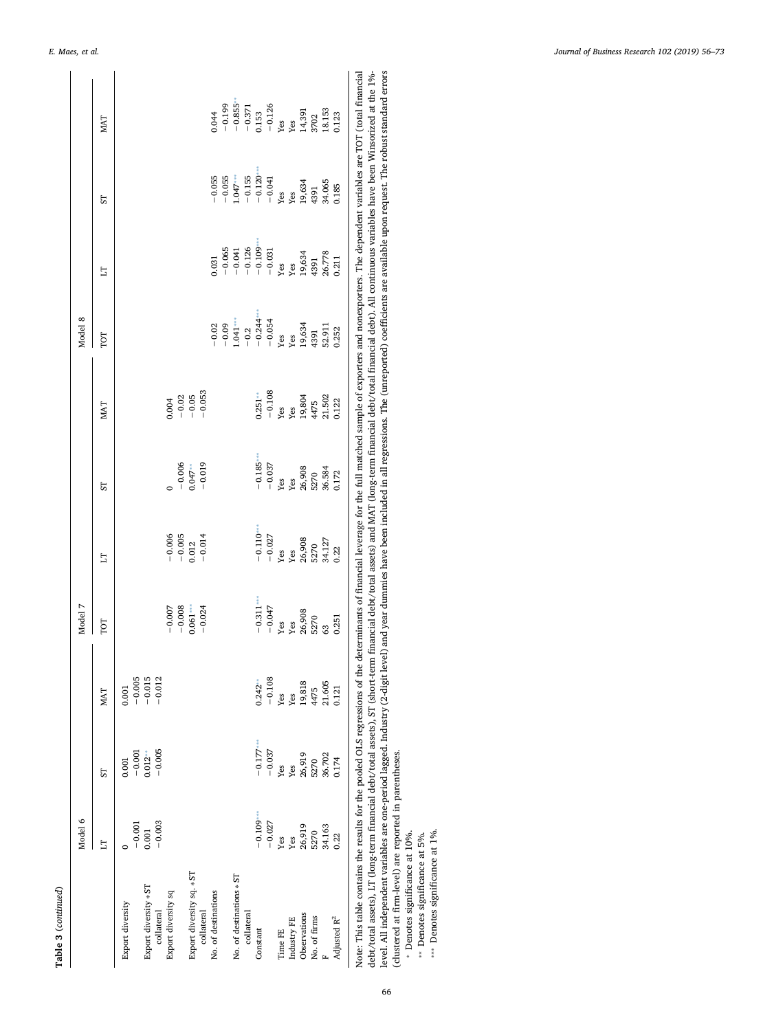**Table 3** (*continued*)

| | Model 6 | | | Model 7 | | | | Model 8 | | | |
|---|---|---|---|---|---|---|---|---|---|---|---|
| | LT | ST | MAT | TOT | LT | ST | MAT | TOT | LT | ST | MAT |
| Export diversity | 0 | 0.001 | 0.001 | | | | | | | | |
| | −0.001 | −0.001 | −0.005 | | | | | | | | |
| Export diversity * ST collateral | 0.001 | 0.012** | −0.015 | | | | | | | | |
| | −0.003 | −0.005 | −0.012 | | | | | | | | |
| Export diversity sq | | | | −0.007 | −0.006 | 0 | 0.004 | | | | |
| | | | | −0.008 | −0.005 | −0.006 | −0.02 | | | | |
| Export diversity sq. * ST collateral | | | | 0.061*** | 0.012 | 0.047* | −0.05 | | | | |
| | | | | −0.024 | −0.014 | −0.019 | −0.053 | | | | |
| No. of destinations | | | | | | | | −0.02 | 0.031 | −0.055 | 0.044 |
| | | | | | | | | −0.09 | −0.065 | −0.055 | −0.199 |
| No. of destinations * ST collateral | | | | | | | | 1.041*** | −0.041 | 1.047*** | −0.855** |
| | | | | | | | | −0.2 | −0.126 | −0.155 | −0.371 |
| Constant | −0.109*** | −0.177*** | 0.242** | −0.311*** | −0.110*** | −0.185*** | 0.251** | −0.244*** | −0.109*** | −0.120*** | 0.153 |
| | −0.027 | −0.037 | −0.108 | −0.047 | −0.027 | −0.037 | −0.108 | −0.054 | −0.031 | −0.041 | −0.126 |
| Time FE | Yes | Yes | Yes | Yes | Yes | Yes | Yes | Yes | Yes | Yes | Yes |
| Industry FE | Yes | Yes | Yes | Yes | Yes | Yes | Yes | Yes | Yes | Yes | Yes |
| Observations | 26,919 | 26,919 | 19,818 | 26,908 | 26,908 | 26,908 | 19,804 | 19,634 | 19,634 | 19,634 | 14,391 |
| No. of firms | 5270 | 5270 | 4475 | 5270 | 5270 | 5270 | 4475 | 4391 | 4391 | 4391 | 3702 |
| F | 34.163 | 36.702 | 21.605 | 63 | 34.127 | 36.584 | 21.502 | 52.911 | 26.778 | 34.065 | 18.153 |
| Adjusted $R^2$ | 0.22 | 0.174 | 0.121 | 0.251 | 0.22 | 0.172 | 0.122 | 0.252 | 0.211 | 0.185 | 0.123 |

Note: This table contains the results for the pooled OLS regressions of the determinants of financial leverage for the full matched sample of exporters and nonexporters. The dependent variables are TOT (total financial debt/total assets), LT (long-term financial debt/total assets), ST (short-term financial debt/total assets) and MAT (long-term financial debt/total financial debt). All continuous variables have been Winsorized at the 1%-level. All independent variables are one-period lagged. Industry (2-digit level) and year dummies have been included in all regressions. The (unreported) coefficients are available upon request. The robust standard errors (clustered at firm-level) are reported in parentheses.

\* Denotes significance at 10%.

\*\* Denotes significance at 5%.

\*\*\* Denotes significance at 1%.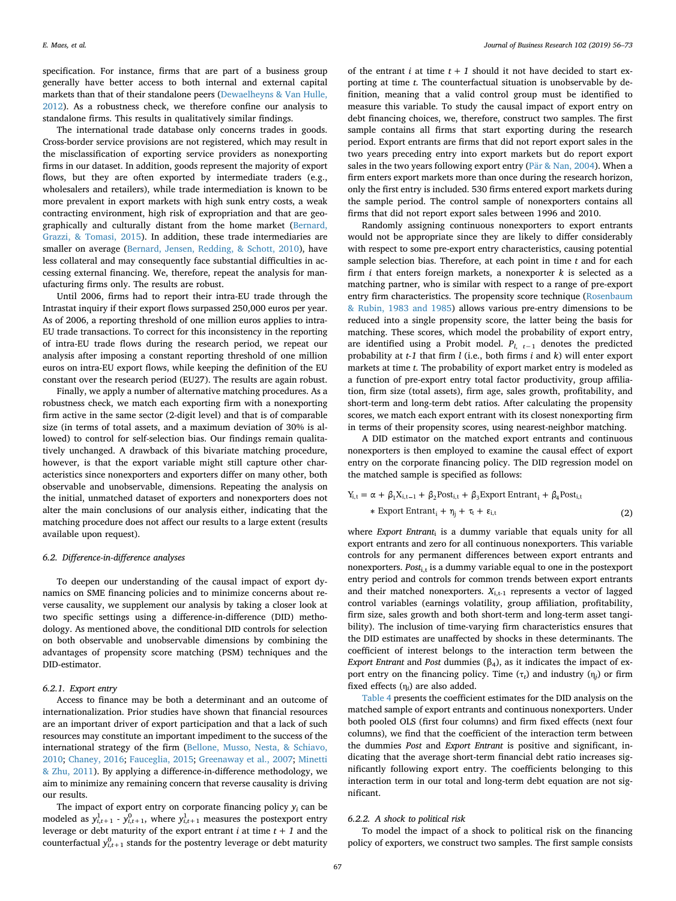specification. For instance, firms that are part of a business group generally have better access to both internal and external capital markets than that of their standalone peers (Dewaelheyns & Van Hulle, 2012). As a robustness check, we therefore confine our analysis to standalone firms. This results in qualitatively similar findings.

The international trade database only concerns trades in goods. Cross-border service provisions are not registered, which may result in the misclassification of exporting service providers as nonexporting firms in our dataset. In addition, goods represent the majority of export flows, but they are often exported by intermediate traders (e.g., wholesalers and retailers), while trade intermediation is known to be more prevalent in export markets with high sunk entry costs, a weak contracting environment, high risk of expropriation and that are geographically and culturally distant from the home market (Bernard, Grazzi, & Tomasi, 2015). In addition, these trade intermediaries are smaller on average (Bernard, Jensen, Redding, & Schott, 2010), have less collateral and may consequently face substantial difficulties in accessing external financing. We, therefore, repeat the analysis for manufacturing firms only. The results are robust.

Until 2006, firms had to report their intra-EU trade through the Intrastat inquiry if their export flows surpassed 250,000 euros per year. As of 2006, a reporting threshold of one million euros applies to intra-EU trade transactions. To correct for this inconsistency in the reporting of intra-EU trade flows during the research period, we repeat our analysis after imposing a constant reporting threshold of one million euros on intra-EU export flows, while keeping the definition of the EU constant over the research period (EU27). The results are again robust.

Finally, we apply a number of alternative matching procedures. As a robustness check, we match each exporting firm with a nonexporting firm active in the same sector (2-digit level) and that is of comparable size (in terms of total assets, and a maximum deviation of 30% is allowed) to control for self-selection bias. Our findings remain qualitatively unchanged. A drawback of this bivariate matching procedure, however, is that the export variable might still capture other characteristics since nonexporters and exporters differ on many other, both observable and unobservable, dimensions. Repeating the analysis on the initial, unmatched dataset of exporters and nonexporters does not alter the main conclusions of our analysis either, indicating that the matching procedure does not affect our results to a large extent (results available upon request).

### 6.2. Difference-in-difference analyses

To deepen our understanding of the causal impact of export dynamics on SME financing policies and to minimize concerns about reverse causality, we supplement our analysis by taking a closer look at two specific settings using a difference-in-difference (DID) methodology. As mentioned above, the conditional DID controls for selection on both observable and unobservable dimensions by combining the advantages of propensity score matching (PSM) techniques and the DID-estimator.

#### 6.2.1. Export entry

Access to finance may be both a determinant and an outcome of internationalization. Prior studies have shown that financial resources are an important driver of export participation and that a lack of such resources may constitute an important impediment to the success of the international strategy of the firm (Bellone, Musso, Nesta, & Schiavo, 2010; Chaney, 2016; Fauceglia, 2015; Greenaway et al., 2007; Minetti & Zhu, 2011). By applying a difference-in-difference methodology, we aim to minimize any remaining concern that reverse causality is driving our results.

The impact of export entry on corporate financing policy $y_i$ can be modeled as $y^1_{i,t+1}$ - $y^0_{i,t+1}$, where $y^1_{i,t+1}$ measures the postexport entry leverage or debt maturity of the export entrant $i$ at time $t + 1$ and the counterfactual $y^0_{i,t+1}$ stands for the postentry leverage or debt maturity of the entrant $i$ at time $t + 1$ should it not have decided to start exporting at time $t$. The counterfactual situation is unobservable by definition, meaning that a valid control group must be identified to measure this variable. To study the causal impact of export entry on debt financing choices, we, therefore, construct two samples. The first sample contains all firms that start exporting during the research period. Export entrants are firms that did not report export sales in the two years preceding entry into export markets but do report export sales in the two years following export entry (Pär & Nan, 2004). When a firm enters export markets more than once during the research horizon, only the first entry is included. 530 firms entered export markets during the sample period. The control sample of nonexporters contains all firms that did not report export sales between 1996 and 2010.

Randomly assigning continuous nonexporters to export entrants would not be appropriate since they are likely to differ considerably with respect to some pre-export entry characteristics, causing potential sample selection bias. Therefore, at each point in time $t$ and for each firm $i$ that enters foreign markets, a nonexporter $k$ is selected as a matching partner, who is similar with respect to a range of pre-export entry firm characteristics. The propensity score technique (Rosenbaum & Rubin, 1983 and 1985) allows various pre-entry dimensions to be reduced into a single propensity score, the latter being the basis for matching. These scores, which model the probability of export entry, are identified using a Probit model. $P_{l,\ t-1}$ denotes the predicted probability at $t$-$1$ that firm $l$ (i.e., both firms $i$ and $k$) will enter export markets at time $t$. The probability of export market entry is modeled as a function of pre-export entry total factor productivity, group affiliation, firm size (total assets), firm age, sales growth, profitability, and short-term and long-term debt ratios. After calculating the propensity scores, we match each export entrant with its closest nonexporting firm in terms of their propensity scores, using nearest-neighbor matching.

A DID estimator on the matched export entrants and continuous nonexporters is then employed to examine the causal effect of export entry on the corporate financing policy. The DID regression model on the matched sample is specified as follows:

$$\mathrm{Y_{i,t}} = \alpha + \beta_1 \mathrm{X_{i,t-1}} + \beta_2 \mathrm{Post_{i,t}} + \beta_3 \mathrm{Export\ Entrant_i} + \beta_4 \mathrm{Post_{i,t}} * \mathrm{Export\ Entrant_i} + \eta_j + \tau_t + \varepsilon_{i,t} \tag{2}$$

where *Export Entrant*$_i$ is a dummy variable that equals unity for all export entrants and zero for all continuous nonexporters. This variable controls for any permanent differences between export entrants and nonexporters. *Post*$_{i,t}$ is a dummy variable equal to one in the postexport entry period and controls for common trends between export entrants and their matched nonexporters. $X_{i,t-1}$ represents a vector of lagged control variables (earnings volatility, group affiliation, profitability, firm size, sales growth and both short-term and long-term asset tangibility). The inclusion of time-varying firm characteristics ensures that the DID estimates are unaffected by shocks in these determinants. The coefficient of interest belongs to the interaction term between the *Export Entrant* and *Post* dummies ($\beta_4$), as it indicates the impact of export entry on the financing policy. Time ($\tau_t$) and industry ($\eta_j$) or firm fixed effects ($\eta_i$) are also added.

Table 4 presents the coefficient estimates for the DID analysis on the matched sample of export entrants and continuous nonexporters. Under both pooled OLS (first four columns) and firm fixed effects (next four columns), we find that the coefficient of the interaction term between the dummies *Post* and *Export Entrant* is positive and significant, indicating that the average short-term financial debt ratio increases significantly following export entry. The coefficients belonging to this interaction term in our total and long-term debt equation are not significant.

#### 6.2.2. A shock to political risk

To model the impact of a shock to political risk on the financing policy of exporters, we construct two samples. The first sample consists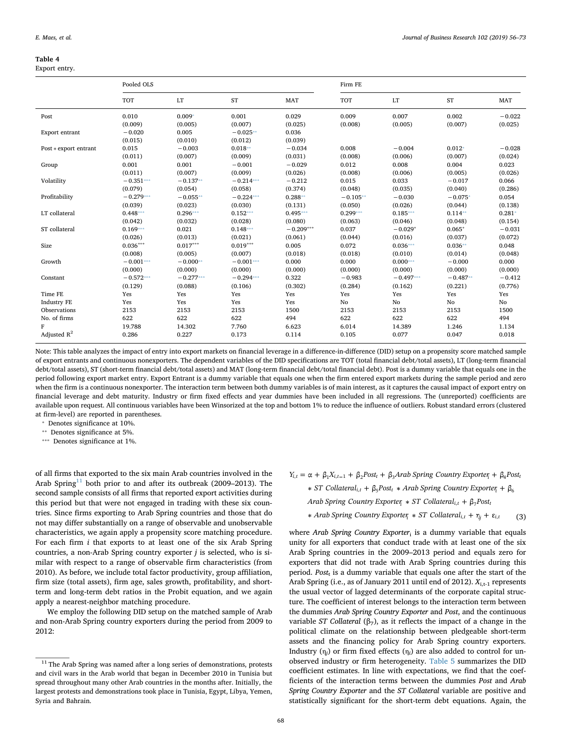**Table 4**
Export entry.

| | Pooled OLS | | | | Firm FE | | | |
|---|---|---|---|---|---|---|---|---|
| | TOT | LT | ST | MAT | TOT | LT | ST | MAT |
| Post | 0.010 | 0.009* | 0.001 | 0.029 | 0.009 | 0.007 | 0.002 | −0.022 |
| | (0.009) | (0.005) | (0.007) | (0.025) | (0.008) | (0.005) | (0.007) | (0.025) |
| Export entrant | −0.020 | 0.005 | −0.025** | 0.036 | | | | |
| | (0.015) | (0.010) | (0.012) | (0.039) | | | | |
| Post * export entrant | 0.015 | −0.003 | 0.018** | −0.034 | 0.008 | −0.004 | 0.012* | −0.028 |
| | (0.011) | (0.007) | (0.009) | (0.031) | (0.008) | (0.006) | (0.007) | (0.024) |
| Group | 0.001 | 0.001 | −0.001 | −0.029 | 0.012 | 0.008 | 0.004 | 0.023 |
| | (0.011) | (0.007) | (0.009) | (0.026) | (0.008) | (0.006) | (0.005) | (0.026) |
| Volatility | −0.351*** | −0.137** | −0.214*** | −0.212 | 0.015 | 0.033 | −0.017 | 0.066 |
| | (0.079) | (0.054) | (0.058) | (0.374) | (0.048) | (0.035) | (0.040) | (0.286) |
| Profitability | −0.279*** | −0.055** | −0.224*** | 0.288** | −0.105** | −0.030 | −0.075* | 0.054 |
| | (0.039) | (0.023) | (0.030) | (0.131) | (0.050) | (0.026) | (0.044) | (0.138) |
| LT collateral | 0.448*** | 0.296*** | 0.152*** | 0.495*** | 0.299*** | 0.185*** | 0.114** | 0.281* |
| | (0.042) | (0.032) | (0.028) | (0.080) | (0.063) | (0.046) | (0.048) | (0.154) |
| ST collateral | 0.169*** | 0.021 | 0.148*** | −0.209*** | 0.037 | −0.029* | 0.065* | −0.031 |
| | (0.026) | (0.013) | (0.021) | (0.061) | (0.044) | (0.016) | (0.037) | (0.072) |
| Size | 0.036*** | 0.017*** | 0.019*** | 0.005 | 0.072 | 0.036*** | 0.036** | 0.048 |
| | (0.008) | (0.005) | (0.007) | (0.018) | (0.018) | (0.010) | (0.014) | (0.048) |
| Growth | −0.001*** | −0.000** | −0.001*** | 0.000 | 0.000 | 0.000*** | −0.000 | 0.000 |
| | (0.000) | (0.000) | (0.000) | (0.000) | (0.000) | (0.000) | (0.000) | (0.000) |
| Constant | −0.572*** | −0.277*** | −0.294*** | 0.322 | −0.983 | −0.497*** | −0.487** | −0.412 |
| | (0.129) | (0.088) | (0.106) | (0.302) | (0.284) | (0.162) | (0.221) | (0.776) |
| Time FE | Yes | Yes | Yes | Yes | Yes | Yes | Yes | Yes |
| Industry FE | Yes | Yes | Yes | Yes | No | No | No | No |
| Observations | 2153 | 2153 | 2153 | 1500 | 2153 | 2153 | 2153 | 1500 |
| No. of firms | 622 | 622 | 622 | 494 | 622 | 622 | 622 | 494 |
| F | 19.788 | 14.302 | 7.760 | 6.623 | 6.014 | 14.389 | 1.246 | 1.134 |
| Adjusted $R^2$ | 0.286 | 0.227 | 0.173 | 0.114 | 0.105 | 0.077 | 0.047 | 0.018 |

Note: This table analyzes the impact of entry into export markets on financial leverage in a difference-in-difference (DID) setup on a propensity score matched sample of export entrants and continuous nonexporters. The dependent variables of the DID specifications are TOT (total financial debt/total assets), LT (long-term financial debt/total assets), ST (short-term financial debt/total assets) and MAT (long-term financial debt/total financial debt). Post is a dummy variable that equals one in the period following export market entry. Export Entrant is a dummy variable that equals one when the firm entered export markets during the sample period and zero when the firm is a continuous nonexporter. The interaction term between both dummy variables is of main interest, as it captures the causal impact of export entry on financial leverage and debt maturity. Industry or firm fixed effects and year dummies have been included in all regressions. The (unreported) coefficients are available upon request. All continuous variables have been Winsorized at the top and bottom 1% to reduce the influence of outliers. Robust standard errors (clustered at firm-level) are reported in parentheses.

\* Denotes significance at 10%.

\** Denotes significance at 5%.

\*** Denotes significance at 1%.

of all firms that exported to the six main Arab countries involved in the Arab Spring[11] both prior to and after its outbreak (2009–2013). The second sample consists of all firms that reported export activities during this period but that were not engaged in trading with these six countries. Since firms exporting to Arab Spring countries and those that do not may differ substantially on a range of observable and unobservable characteristics, we again apply a propensity score matching procedure. For each firm *i* that exports to at least one of the six Arab Spring countries, a non-Arab Spring country exporter *j* is selected, who is similar with respect to a range of observable firm characteristics (from 2010). As before, we include total factor productivity, group affiliation, firm size (total assets), firm age, sales growth, profitability, and short-term and long-term debt ratios in the Probit equation, and we again apply a nearest-neighbor matching procedure.

We employ the following DID setup on the matched sample of Arab and non-Arab Spring country exporters during the period from 2009 to 2012:

$$Y_{i,t} = \alpha + \beta_1 X_{i,t-1} + \beta_2 Post_t + \beta_3 Arab\ Spring\ Country\ Exporter_i + \beta_4 Post_t * ST\ Collateral_{i,t} + \beta_5 Post_t * Arab\ Spring\ Country\ Exporter_i + \beta_6 Arab\ Spring\ Country\ Exporter_i * ST\ Collateral_{i,t} + \beta_7 Post_t * Arab\ Spring\ Country\ Exporter_i * ST\ Collateral_{i,t} + \eta_{ij} + \varepsilon_{i,t} \quad (3)$$

where *Arab Spring Country Exporter*$_i$ is a dummy variable that equals unity for all exporters that conduct trade with at least one of the six Arab Spring countries in the 2009–2013 period and equals zero for exporters that did not trade with Arab Spring countries during this period. $Post_t$ is a dummy variable that equals one after the start of the Arab Spring (i.e., as of January 2011 until end of 2012). $X_{i,t-1}$ represents the usual vector of lagged determinants of the corporate capital structure. The coefficient of interest belongs to the interaction term between the dummies *Arab Spring Country Exporter* and *Post*, and the continuous variable *ST Collateral* ($\beta_7$), as it reflects the impact of a change in the political climate on the relationship between pledgeable short-term assets and the financing policy for Arab Spring country exporters. Industry ($\eta_j$) or firm fixed effects ($\eta_i$) are also added to control for unobserved industry or firm heterogeneity. Table 5 summarizes the DID coefficient estimates. In line with expectations, we find that the coefficients of the interaction terms between the dummies *Post* and *Arab Spring Country Exporter* and the *ST Collateral* variable are positive and statistically significant for the short-term debt equations. Again, the

[11] The Arab Spring was named after a long series of demonstrations, protests and civil wars in the Arab world that began in December 2010 in Tunisia but spread throughout many other Arab countries in the months after. Initially, the largest protests and demonstrations took place in Tunisia, Egypt, Libya, Yemen, Syria and Bahrain.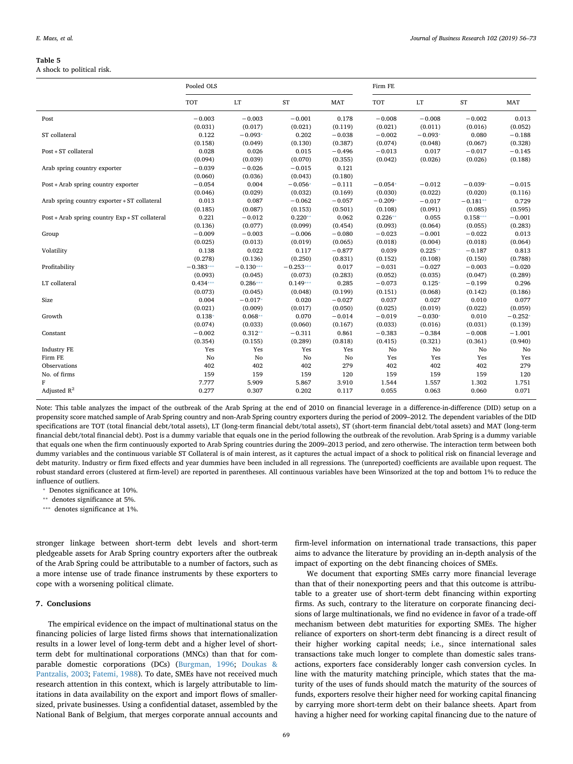**Table 5**
A shock to political risk.

| | Pooled OLS | | | | Firm FE | | | |
|---|---|---|---|---|---|---|---|---|
| | TOT | LT | ST | MAT | TOT | LT | ST | MAT |
| Post | −0.003 | −0.003 | −0.001 | 0.178 | −0.008 | −0.008 | −0.002 | 0.013 |
| | (0.031) | (0.017) | (0.021) | (0.119) | (0.021) | (0.011) | (0.016) | (0.052) |
| ST collateral | 0.122 | −0.093* | 0.202 | −0.038 | −0.002 | −0.093* | 0.080 | −0.188 |
| | (0.158) | (0.049) | (0.130) | (0.387) | (0.074) | (0.048) | (0.067) | (0.328) |
| Post * ST collateral | 0.028 | 0.026 | 0.015 | −0.496 | −0.013 | 0.017 | −0.017 | −0.145 |
| | (0.094) | (0.039) | (0.070) | (0.355) | (0.042) | (0.026) | (0.026) | (0.188) |
| Arab spring country exporter | −0.039 | −0.026 | −0.015 | 0.121 | | | | |
| | (0.060) | (0.036) | (0.043) | (0.180) | | | | |
| Post * Arab spring country exporter | −0.054 | 0.004 | −0.056* | −0.111 | −0.054* | −0.012 | −0.039* | −0.015 |
| | (0.046) | (0.029) | (0.032) | (0.169) | (0.030) | (0.022) | (0.020) | (0.116) |
| Arab spring country exporter * ST collateral | 0.013 | 0.087 | −0.062 | −0.057 | −0.209* | −0.017 | −0.181** | 0.729 |
| | (0.185) | (0.087) | (0.153) | (0.501) | (0.108) | (0.091) | (0.085) | (0.595) |
| Post * Arab spring country Exp * ST collateral | 0.221 | −0.012 | 0.220** | 0.062 | 0.226** | 0.055 | 0.158*** | −0.001 |
| | (0.136) | (0.077) | (0.099) | (0.454) | (0.093) | (0.064) | (0.055) | (0.283) |
| Group | −0.009 | −0.003 | −0.006 | −0.080 | −0.023 | −0.001 | −0.022 | 0.013 |
| | (0.025) | (0.013) | (0.019) | (0.065) | (0.018) | (0.004) | (0.018) | (0.064) |
| Volatility | 0.138 | 0.022 | 0.117 | −0.877 | 0.039 | 0.225** | −0.187 | 0.813 |
| | (0.278) | (0.136) | (0.250) | (0.831) | (0.152) | (0.108) | (0.150) | (0.788) |
| Profitability | −0.383*** | −0.130*** | −0.253*** | 0.017 | −0.031 | −0.027 | −0.003 | −0.020 |
| | (0.093) | (0.045) | (0.073) | (0.283) | (0.052) | (0.035) | (0.047) | (0.289) |
| LT collateral | 0.434*** | 0.286*** | 0.149*** | 0.285 | −0.073 | 0.125* | −0.199 | 0.296 |
| | (0.073) | (0.045) | (0.048) | (0.199) | (0.151) | (0.068) | (0.142) | (0.186) |
| Size | 0.004 | −0.017* | 0.020 | −0.027 | 0.037 | 0.027 | 0.010 | 0.077 |
| | (0.021) | (0.009) | (0.017) | (0.050) | (0.025) | (0.019) | (0.022) | (0.059) |
| Growth | 0.138* | 0.068** | 0.070 | −0.014 | −0.019 | −0.030* | 0.010 | −0.252* |
| | (0.074) | (0.033) | (0.060) | (0.167) | (0.033) | (0.016) | (0.031) | (0.139) |
| Constant | −0.002 | 0.312** | −0.311 | 0.861 | −0.383 | −0.384 | −0.008 | −1.001 |
| | (0.354) | (0.155) | (0.289) | (0.818) | (0.415) | (0.321) | (0.361) | (0.940) |
| Industry FE | Yes | Yes | Yes | Yes | No | No | No | No |
| Firm FE | No | No | No | No | Yes | Yes | Yes | Yes |
| Observations | 402 | 402 | 402 | 279 | 402 | 402 | 402 | 279 |
| No. of firms | 159 | 159 | 159 | 120 | 159 | 159 | 159 | 120 |
| F | 7.777 | 5.909 | 5.867 | 3.910 | 1.544 | 1.557 | 1.302 | 1.751 |
| Adjusted $R^2$ | 0.277 | 0.307 | 0.202 | 0.117 | 0.055 | 0.063 | 0.060 | 0.071 |

Note: This table analyzes the impact of the outbreak of the Arab Spring at the end of 2010 on financial leverage in a difference-in-difference (DID) setup on a propensity score matched sample of Arab Spring country and non-Arab Spring country exporters during the period of 2009–2012. The dependent variables of the DID specifications are TOT (total financial debt/total assets), LT (long-term financial debt/total assets), ST (short-term financial debt/total assets) and MAT (long-term financial debt/total financial debt). Post is a dummy variable that equals one in the period following the outbreak of the revolution. Arab Spring is a dummy variable that equals one when the firm continuously exported to Arab Spring countries during the 2009–2013 period, and zero otherwise. The interaction term between both dummy variables and the continuous variable ST Collateral is of main interest, as it captures the actual impact of a shock to political risk on financial leverage and debt maturity. Industry or firm fixed effects and year dummies have been included in all regressions. The (unreported) coefficients are available upon request. The robust standard errors (clustered at firm-level) are reported in parentheses. All continuous variables have been Winsorized at the top and bottom 1% to reduce the influence of outliers.

\* Denotes significance at 10%.

\*\* denotes significance at 5%.

\*\*\* denotes significance at 1%.

stronger linkage between short-term debt levels and short-term pledgeable assets for Arab Spring country exporters after the outbreak of the Arab Spring could be attributable to a number of factors, such as a more intense use of trade finance instruments by these exporters to cope with a worsening political climate.

## 7. Conclusions

The empirical evidence on the impact of multinational status on the financing policies of large listed firms shows that internationalization results in a lower level of long-term debt and a higher level of short-term debt for multinational corporations (MNCs) than that for comparable domestic corporations (DCs) (Burgman, 1996; Doukas & Pantzalis, 2003; Fatemi, 1988). To date, SMEs have not received much research attention in this context, which is largely attributable to limitations in data availability on the export and import flows of smaller-sized, private businesses. Using a confidential dataset, assembled by the National Bank of Belgium, that merges corporate annual accounts and firm-level information on international trade transactions, this paper aims to advance the literature by providing an in-depth analysis of the impact of exporting on the debt financing choices of SMEs.

We document that exporting SMEs carry more financial leverage than that of their nonexporting peers and that this outcome is attributable to a greater use of short-term debt financing within exporting firms. As such, contrary to the literature on corporate financing decisions of large multinationals, we find no evidence in favor of a trade-off mechanism between debt maturities for exporting SMEs. The higher reliance of exporters on short-term debt financing is a direct result of their higher working capital needs; i.e., since international sales transactions take much longer to complete than domestic sales transactions, exporters face considerably longer cash conversion cycles. In line with the maturity matching principle, which states that the maturity of the uses of funds should match the maturity of the sources of funds, exporters resolve their higher need for working capital financing by carrying more short-term debt on their balance sheets. Apart from having a higher need for working capital financing due to the nature of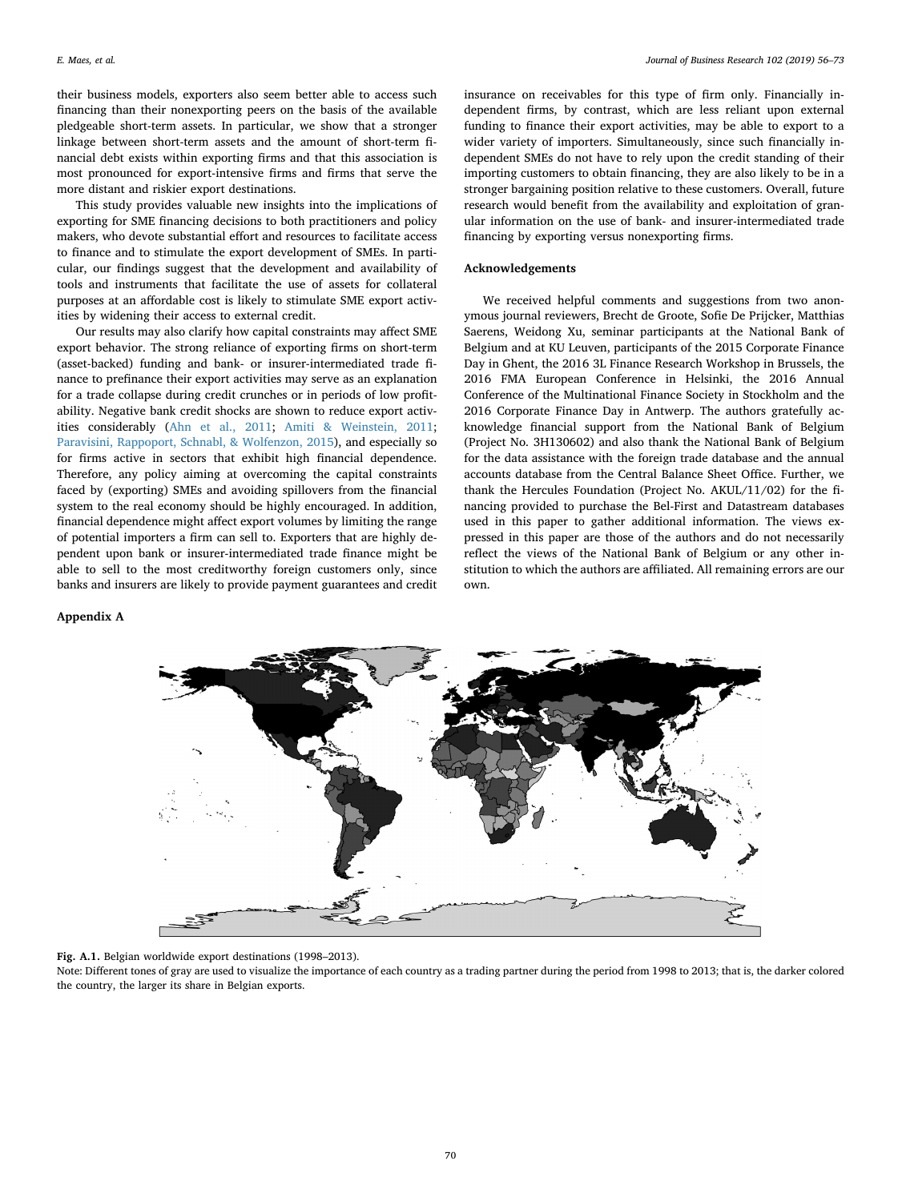their business models, exporters also seem better able to access such financing than their nonexporting peers on the basis of the available pledgeable short-term assets. In particular, we show that a stronger linkage between short-term assets and the amount of short-term financial debt exists within exporting firms and that this association is most pronounced for export-intensive firms and firms that serve the more distant and riskier export destinations.

This study provides valuable new insights into the implications of exporting for SME financing decisions to both practitioners and policy makers, who devote substantial effort and resources to facilitate access to finance and to stimulate the export development of SMEs. In particular, our findings suggest that the development and availability of tools and instruments that facilitate the use of assets for collateral purposes at an affordable cost is likely to stimulate SME export activities by widening their access to external credit.

Our results may also clarify how capital constraints may affect SME export behavior. The strong reliance of exporting firms on short-term (asset-backed) funding and bank- or insurer-intermediated trade finance to prefinance their export activities may serve as an explanation for a trade collapse during credit crunches or in periods of low profitability. Negative bank credit shocks are shown to reduce export activities considerably (Ahn et al., 2011; Amiti & Weinstein, 2011; Paravisini, Rappoport, Schnabl, & Wolfenzon, 2015), and especially so for firms active in sectors that exhibit high financial dependence. Therefore, any policy aiming at overcoming the capital constraints faced by (exporting) SMEs and avoiding spillovers from the financial system to the real economy should be highly encouraged. In addition, financial dependence might affect export volumes by limiting the range of potential importers a firm can sell to. Exporters that are highly dependent upon bank or insurer-intermediated trade finance might be able to sell to the most creditworthy foreign customers only, since banks and insurers are likely to provide payment guarantees and credit insurance on receivables for this type of firm only. Financially independent firms, by contrast, which are less reliant upon external funding to finance their export activities, may be able to export to a wider variety of importers. Simultaneously, since such financially independent SMEs do not have to rely upon the credit standing of their importing customers to obtain financing, they are also likely to be in a stronger bargaining position relative to these customers. Overall, future research would benefit from the availability and exploitation of granular information on the use of bank- and insurer-intermediated trade financing by exporting versus nonexporting firms.

## Acknowledgements

We received helpful comments and suggestions from two anonymous journal reviewers, Brecht de Groote, Sofie De Prijcker, Matthias Saerens, Weidong Xu, seminar participants at the National Bank of Belgium and at KU Leuven, participants of the 2015 Corporate Finance Day in Ghent, the 2016 3L Finance Research Workshop in Brussels, the 2016 FMA European Conference in Helsinki, the 2016 Annual Conference of the Multinational Finance Society in Stockholm and the 2016 Corporate Finance Day in Antwerp. The authors gratefully acknowledge financial support from the National Bank of Belgium (Project No. 3H130602) and also thank the National Bank of Belgium for the data assistance with the foreign trade database and the annual accounts database from the Central Balance Sheet Office. Further, we thank the Hercules Foundation (Project No. AKUL/11/02) for the financing provided to purchase the Bel-First and Datastream databases used in this paper to gather additional information. The views expressed in this paper are those of the authors and do not necessarily reflect the views of the National Bank of Belgium or any other institution to which the authors are affiliated. All remaining errors are our own.

## Appendix A

**Fig. A.1.** Belgian worldwide export destinations (1998–2013).

Note: Different tones of gray are used to visualize the importance of each country as a trading partner during the period from 1998 to 2013; that is, the darker colored the country, the larger its share in Belgian exports.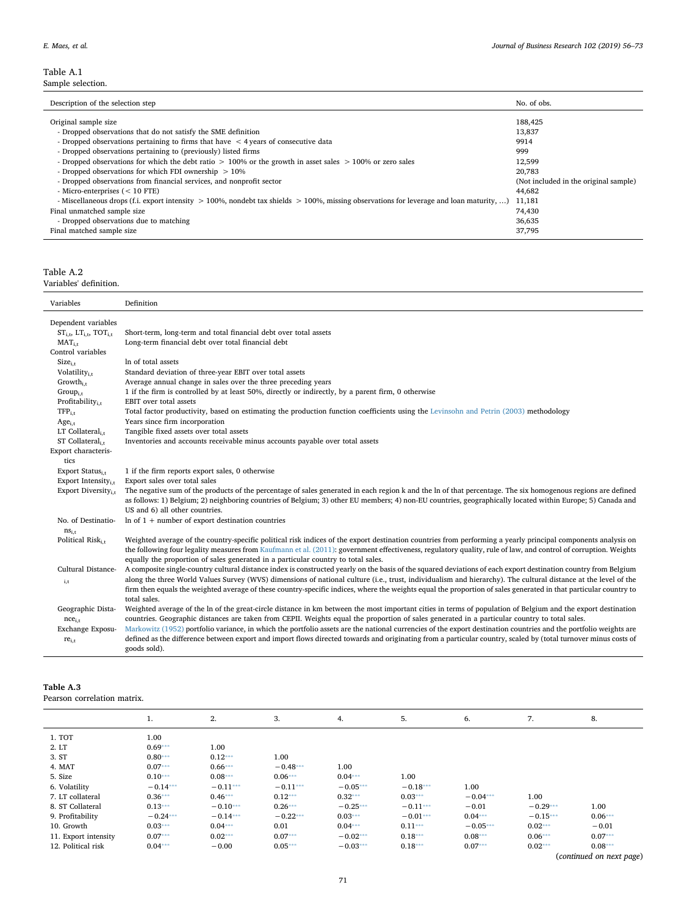**Table A.1**
Sample selection.

| Description of the selection step | No. of obs. |
|---|---|
| Original sample size | 188,425 |
| - Dropped observations that do not satisfy the SME definition | 13,837 |
| - Dropped observations pertaining to firms that have < 4 years of consecutive data | 9914 |
| - Dropped observations pertaining to (previously) listed firms | 999 |
| - Dropped observations for which the debt ratio > 100% or the growth in asset sales > 100% or zero sales | 12,599 |
| - Dropped observations for which FDI ownership > 10% | 20,783 |
| - Dropped observations from financial services, and nonprofit sector | (Not included in the original sample) |
| - Micro-enterprises (< 10 FTE) | 44,682 |
| - Miscellaneous drops (f.i. export intensity > 100%, nondebt tax shields > 100%, missing observations for leverage and loan maturity, …) | 11,181 |
| Final unmatched sample size | 74,430 |
| - Dropped observations due to matching | 36,635 |
| Final matched sample size | 37,795 |

**Table A.2**
Variables' definition.

| Variables | Definition |
|---|---|
| Dependent variables | |
| $ST_{i,t}$, $LT_{i,t}$, $TOT_{i,t}$ | Short-term, long-term and total financial debt over total assets |
| $MAT_{i,t}$ | Long-term financial debt over total financial debt |
| Control variables | |
| $Size_{i,t}$ | ln of total assets |
| $Volatility_{i,t}$ | Standard deviation of three-year EBIT over total assets |
| $Growth_{i,t}$ | Average annual change in sales over the three preceding years |
| $Group_{i,t}$ | 1 if the firm is controlled by at least 50%, directly or indirectly, by a parent firm, 0 otherwise |
| $Profitability_{i,t}$ | EBIT over total assets |
| $TFP_{i,t}$ | Total factor productivity, based on estimating the production function coefficients using the Levinsohn and Petrin (2003) methodology |
| $Age_{i,t}$ | Years since firm incorporation |
| LT $Collateral_{i,t}$ | Tangible fixed assets over total assets |
| ST $Collateral_{i,t}$ | Inventories and accounts receivable minus accounts payable over total assets |
| Export characteristics | |
| Export $Status_{i,t}$ | 1 if the firm reports export sales, 0 otherwise |
| Export $Intensity_{i,t}$ | Export sales over total sales |
| Export $Diversity_{i,t}$ | The negative sum of the products of the percentage of sales generated in each region k and the ln of that percentage. The six homogenous regions are defined as follows: 1) Belgium; 2) neighboring countries of Belgium; 3) other EU members; 4) non-EU countries, geographically located within Europe; 5) Canada and US and 6) all other countries. |
| No. of $Destinations_{i,t}$ | ln of 1 + number of export destination countries |
| Political $Risk_{i,t}$ | Weighted average of the country-specific political risk indices of the export destination countries from performing a yearly principal components analysis on the following four legality measures from Kaufmann et al. (2011): government effectiveness, regulatory quality, rule of law, and control of corruption. Weights equally the proportion of sales generated in a particular country to total sales. |
| Cultural $Distance_{i,t}$ | A composite single-country cultural distance index is constructed yearly on the basis of the squared deviations of each export destination country from Belgium along the three World Values Survey (WVS) dimensions of national culture (i.e., trust, individualism and hierarchy). The cultural distance at the level of the firm then equals the weighted average of these country-specific indices, where the weights equal the proportion of sales generated in that particular country to total sales. |
| Geographic $Distance_{i,t}$ | Weighted average of the ln of the great-circle distance in km between the most important cities in terms of population of Belgium and the export destination countries. Geographic distances are taken from CEPII. Weights equal the proportion of sales generated in a particular country to total sales. |
| Exchange $Exposure_{i,t}$ | Markowitz (1952) portfolio variance, in which the portfolio assets are the national currencies of the export destination countries and the portfolio weights are defined as the difference between export and import flows directed towards and originating from a particular country, scaled by (total turnover minus costs of goods sold). |

**Table A.3**
Pearson correlation matrix.

| | 1. | 2. | 3. | 4. | 5. | 6. | 7. | 8. |
|---|---|---|---|---|---|---|---|---|
| 1. TOT | 1.00 | | | | | | | |
| 2. LT | 0.69*** | 1.00 | | | | | | |
| 3. ST | 0.80*** | 0.12*** | 1.00 | | | | | |
| 4. MAT | 0.07*** | 0.66*** | −0.48*** | 1.00 | | | | |
| 5. Size | 0.10*** | 0.08*** | 0.06*** | 0.04*** | 1.00 | | | |
| 6. Volatility | −0.14*** | −0.11*** | −0.11*** | −0.05*** | −0.18*** | 1.00 | | |
| 7. LT collateral | 0.36*** | 0.46*** | 0.12*** | 0.32*** | 0.03*** | −0.04*** | 1.00 | |
| 8. ST Collateral | 0.13*** | −0.10*** | 0.26*** | −0.25*** | −0.11*** | −0.01 | −0.29*** | 1.00 |
| 9. Profitability | −0.24*** | −0.14*** | −0.22*** | 0.03*** | −0.01*** | 0.04*** | −0.15*** | 0.06*** |
| 10. Growth | 0.03*** | 0.04*** | 0.01 | 0.04*** | 0.11*** | −0.05*** | 0.02*** | −0.01 |
| 11. Export intensity | 0.07*** | 0.02*** | 0.07*** | −0.02*** | 0.18*** | 0.08*** | 0.06*** | 0.07*** |
| 12. Political risk | 0.04*** | −0.00 | 0.05*** | −0.03*** | 0.18*** | 0.07*** | 0.02*** | 0.08*** |

(*continued on next page*)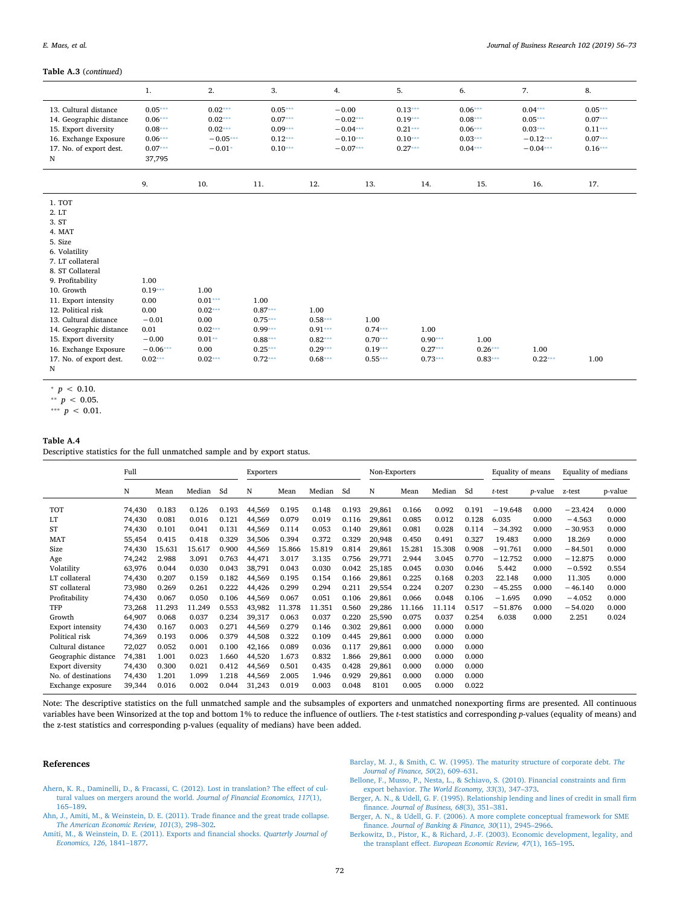**Table A.3** (*continued*)

| | 1. | 2. | 3. | 4. | 5. | 6. | 7. | 8. |
|---|---|---|---|---|---|---|---|---|
| 13. Cultural distance | 0.05*** | 0.02*** | 0.05*** | −0.00 | 0.13*** | 0.06*** | 0.04*** | 0.05*** |
| 14. Geographic distance | 0.06*** | 0.02*** | 0.07*** | −0.02*** | 0.19*** | 0.08*** | 0.05*** | 0.07*** |
| 15. Export diversity | 0.08*** | 0.02*** | 0.09*** | −0.04*** | 0.21*** | 0.06*** | 0.03*** | 0.11*** |
| 16. Exchange Exposure | 0.06*** | −0.05*** | 0.12*** | −0.10*** | 0.10*** | 0.03*** | −0.12*** | 0.07*** |
| 17. No. of export dest. | 0.07*** | −0.01* | 0.10*** | −0.07*** | 0.27*** | 0.04*** | −0.04*** | 0.16*** |
| N | 37,795 | | | | | | | |

| | 9. | 10. | 11. | 12. | 13. | 14. | 15. | 16. | 17. |
|---|---|---|---|---|---|---|---|---|---|
| 1. TOT | | | | | | | | | |
| 2. LT | | | | | | | | | |
| 3. ST | | | | | | | | | |
| 4. MAT | | | | | | | | | |
| 5. Size | | | | | | | | | |
| 6. Volatility | | | | | | | | | |
| 7. LT collateral | | | | | | | | | |
| 8. ST Collateral | | | | | | | | | |
| 9. Profitability | 1.00 | | | | | | | | |
| 10. Growth | 0.19*** | 1.00 | | | | | | | |
| 11. Export intensity | 0.00 | 0.01*** | 1.00 | | | | | | |
| 12. Political risk | 0.00 | 0.02*** | 0.87*** | 1.00 | | | | | |
| 13. Cultural distance | −0.01 | 0.00 | 0.75*** | 0.58*** | 1.00 | | | | |
| 14. Geographic distance | 0.01 | 0.02*** | 0.99*** | 0.91*** | 0.74*** | 1.00 | | | |
| 15. Export diversity | −0.00 | 0.01** | 0.88*** | 0.82*** | 0.70*** | 0.90*** | 1.00 | | |
| 16. Exchange Exposure | −0.06*** | 0.00 | 0.25*** | 0.29*** | 0.19*** | 0.27*** | 0.26*** | 1.00 | |
| 17. No. of export dest. | 0.02*** | 0.02*** | 0.72*** | 0.68*** | 0.55*** | 0.73*** | 0.83*** | 0.22*** | 1.00 |
| N | | | | | | | | | |

\* $p < 0.10$.
\*\* $p < 0.05$.
\*\*\* $p < 0.01$.

**Table A.4**
Descriptive statistics for the full unmatched sample and by export status.

| | Full | | | | Exporters | | | | Non-Exporters | | | | Equality of means | | Equality of medians | |
|---|---|---|---|---|---|---|---|---|---|---|---|---|---|---|---|---|
| | N | Mean | Median | Sd | N | Mean | Median | Sd | N | Mean | Median | Sd | *t*-test | *p*-value | z-test | p-value |
| TOT | 74,430 | 0.183 | 0.126 | 0.193 | 44,569 | 0.195 | 0.148 | 0.193 | 29,861 | 0.166 | 0.092 | 0.191 | −19.648 | 0.000 | −23.424 | 0.000 |
| LT | 74,430 | 0.081 | 0.016 | 0.121 | 44,569 | 0.079 | 0.019 | 0.116 | 29,861 | 0.085 | 0.012 | 0.128 | 6.035 | 0.000 | −4.563 | 0.000 |
| ST | 74,430 | 0.101 | 0.041 | 0.131 | 44,569 | 0.114 | 0.053 | 0.140 | 29,861 | 0.081 | 0.028 | 0.114 | −34.392 | 0.000 | −30.953 | 0.000 |
| MAT | 55,454 | 0.415 | 0.418 | 0.329 | 34,506 | 0.394 | 0.372 | 0.329 | 20,948 | 0.450 | 0.491 | 0.327 | 19.483 | 0.000 | 18.269 | 0.000 |
| Size | 74,430 | 15.631 | 15.617 | 0.900 | 44,569 | 15.866 | 15.819 | 0.814 | 29,861 | 15.281 | 15.308 | 0.908 | −91.761 | 0.000 | −84.501 | 0.000 |
| Age | 74,242 | 2.988 | 3.091 | 0.763 | 44,471 | 3.017 | 3.135 | 0.756 | 29,771 | 2.944 | 3.045 | 0.770 | −12.752 | 0.000 | −12.875 | 0.000 |
| Volatility | 63,976 | 0.044 | 0.030 | 0.043 | 38,791 | 0.043 | 0.030 | 0.042 | 25,185 | 0.045 | 0.030 | 0.046 | 5.442 | 0.000 | −0.592 | 0.554 |
| LT collateral | 74,430 | 0.207 | 0.159 | 0.182 | 44,569 | 0.195 | 0.154 | 0.166 | 29,861 | 0.225 | 0.168 | 0.203 | 22.148 | 0.000 | 11.305 | 0.000 |
| ST collateral | 73,980 | 0.269 | 0.261 | 0.222 | 44,426 | 0.299 | 0.294 | 0.211 | 29,554 | 0.224 | 0.207 | 0.230 | −45.255 | 0.000 | −46.140 | 0.000 |
| Profitability | 74,430 | 0.067 | 0.050 | 0.106 | 44,569 | 0.067 | 0.051 | 0.106 | 29,861 | 0.066 | 0.048 | 0.106 | −1.695 | 0.090 | −4.052 | 0.000 |
| TFP | 73,268 | 11.293 | 11.249 | 0.553 | 43,982 | 11.378 | 11.351 | 0.560 | 29,286 | 11.166 | 11.114 | 0.517 | −51.876 | 0.000 | −54.020 | 0.000 |
| Growth | 64,907 | 0.068 | 0.037 | 0.234 | 39,317 | 0.063 | 0.037 | 0.220 | 25,590 | 0.075 | 0.037 | 0.254 | 6.038 | 0.000 | 2.251 | 0.024 |
| Export intensity | 74,430 | 0.167 | 0.003 | 0.271 | 44,569 | 0.279 | 0.146 | 0.302 | 29,861 | 0.000 | 0.000 | 0.000 | | | | |
| Political risk | 74,369 | 0.193 | 0.006 | 0.379 | 44,508 | 0.322 | 0.109 | 0.445 | 29,861 | 0.000 | 0.000 | 0.000 | | | | |
| Cultural distance | 72,027 | 0.052 | 0.001 | 0.100 | 42,166 | 0.089 | 0.036 | 0.117 | 29,861 | 0.000 | 0.000 | 0.000 | | | | |
| Geographic distance | 74,381 | 1.001 | 0.023 | 1.660 | 44,520 | 1.673 | 0.832 | 1.866 | 29,861 | 0.000 | 0.000 | 0.000 | | | | |
| Export diversity | 74,430 | 0.300 | 0.021 | 0.412 | 44,569 | 0.501 | 0.435 | 0.428 | 29,861 | 0.000 | 0.000 | 0.000 | | | | |
| No. of destinations | 74,430 | 1.201 | 1.099 | 1.218 | 44,569 | 2.005 | 1.946 | 0.929 | 29,861 | 0.000 | 0.000 | 0.000 | | | | |
| Exchange exposure | 39,344 | 0.016 | 0.002 | 0.044 | 31,243 | 0.019 | 0.003 | 0.048 | 8101 | 0.005 | 0.000 | 0.022 | | | | |

Note: The descriptive statistics on the full unmatched sample and the subsamples of exporters and unmatched nonexporting firms are presented. All continuous variables have been Winsorized at the top and bottom 1% to reduce the influence of outliers. The *t*-test statistics and corresponding *p*-values (equality of means) and the z-test statistics and corresponding p-values (equality of medians) have been added.

## References

Ahern, K. R., Daminelli, D., & Fracassi, C. (2012). Lost in translation? The effect of cultural values on mergers around the world. *Journal of Financial Economics, 117*(1), 165–189.

Ahn, J., Amiti, M., & Weinstein, D. E. (2011). Trade finance and the great trade collapse. *The American Economic Review, 101*(3), 298–302.

Amiti, M., & Weinstein, D. E. (2011). Exports and financial shocks. *Quarterly Journal of Economics, 126*, 1841–1877.

Barclay, M. J., & Smith, C. W. (1995). The maturity structure of corporate debt. *The Journal of Finance, 50*(2), 609–631.

Bellone, F., Musso, P., Nesta, L., & Schiavo, S. (2010). Financial constraints and firm export behavior. *The World Economy, 33*(3), 347–373.

Berger, A. N., & Udell, G. F. (1995). Relationship lending and lines of credit in small firm finance. *Journal of Business, 68*(3), 351–381.

Berger, A. N., & Udell, G. F. (2006). A more complete conceptual framework for SME finance. *Journal of Banking & Finance, 30*(11), 2945–2966.

Berkowitz, D., Pistor, K., & Richard, J.-F. (2003). Economic development, legality, and the transplant effect. *European Economic Review, 47*(1), 165–195.